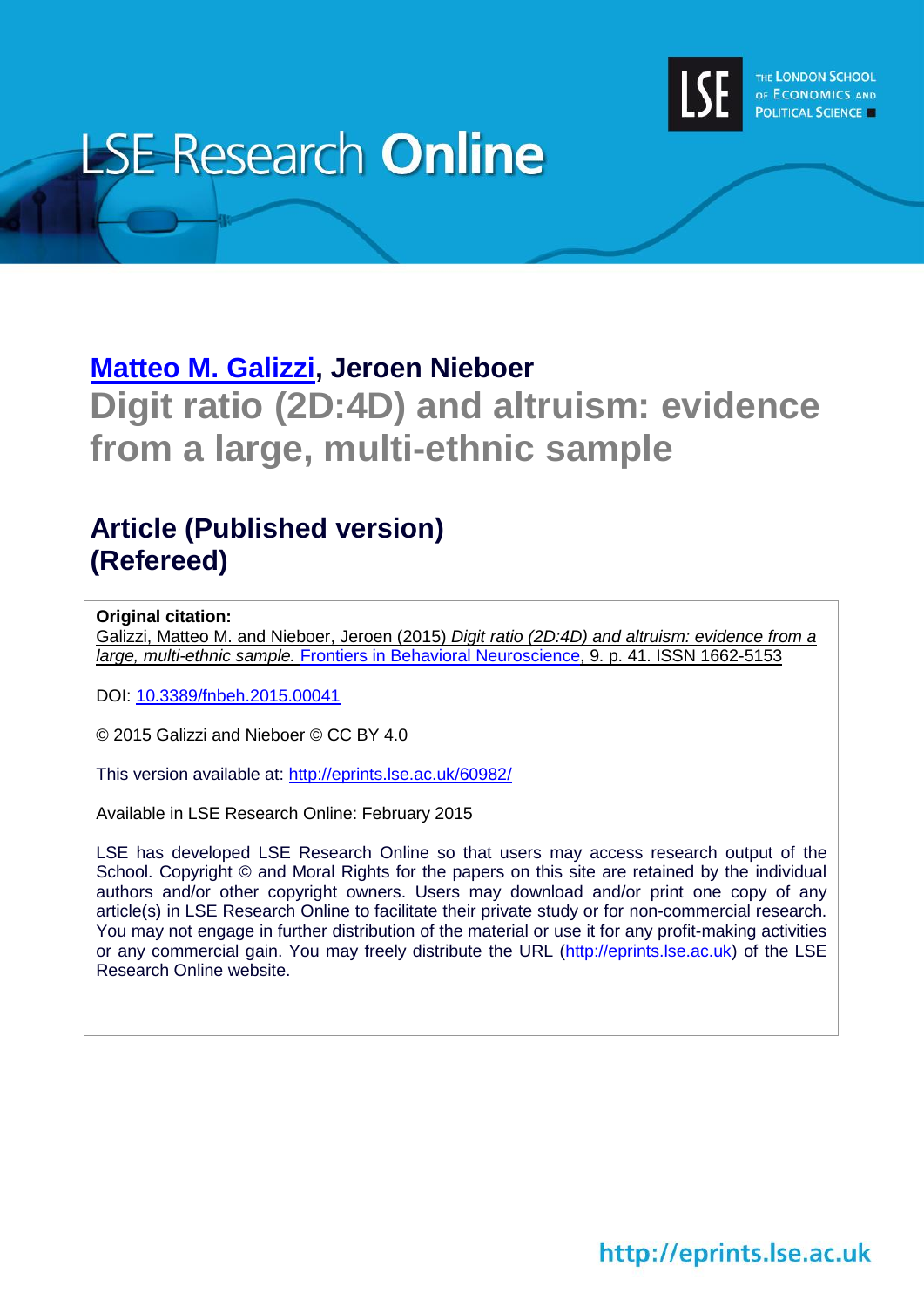# LSE Research Online

THE LONDON SCHOOL OF ECONOMICS AND POLITICAL SCIENCE

## [Matteo M. Galizzi](#), Jeroen Nieboer

# Digit ratio (2D:4D) and altruism: evidence from a large, multi-ethnic sample

## Article (Published version) (Refereed)

**Original citation:**
Galizzi, Matteo M. and Nieboer, Jeroen (2015) *Digit ratio (2D:4D) and altruism: evidence from a large, multi-ethnic sample.* Frontiers in Behavioral Neuroscience, 9. p. 41. ISSN 1662-5153

DOI: 10.3389/fnbeh.2015.00041

© 2015 Galizzi and Nieboer © CC BY 4.0

This version available at: http://eprints.lse.ac.uk/60982/

Available in LSE Research Online: February 2015

LSE has developed LSE Research Online so that users may access research output of the School. Copyright © and Moral Rights for the papers on this site are retained by the individual authors and/or other copyright owners. Users may download and/or print one copy of any article(s) in LSE Research Online to facilitate their private study or for non-commercial research. You may not engage in further distribution of the material or use it for any profit-making activities or any commercial gain. You may freely distribute the URL (http://eprints.lse.ac.uk) of the LSE Research Online website.

http://eprints.lse.ac.uk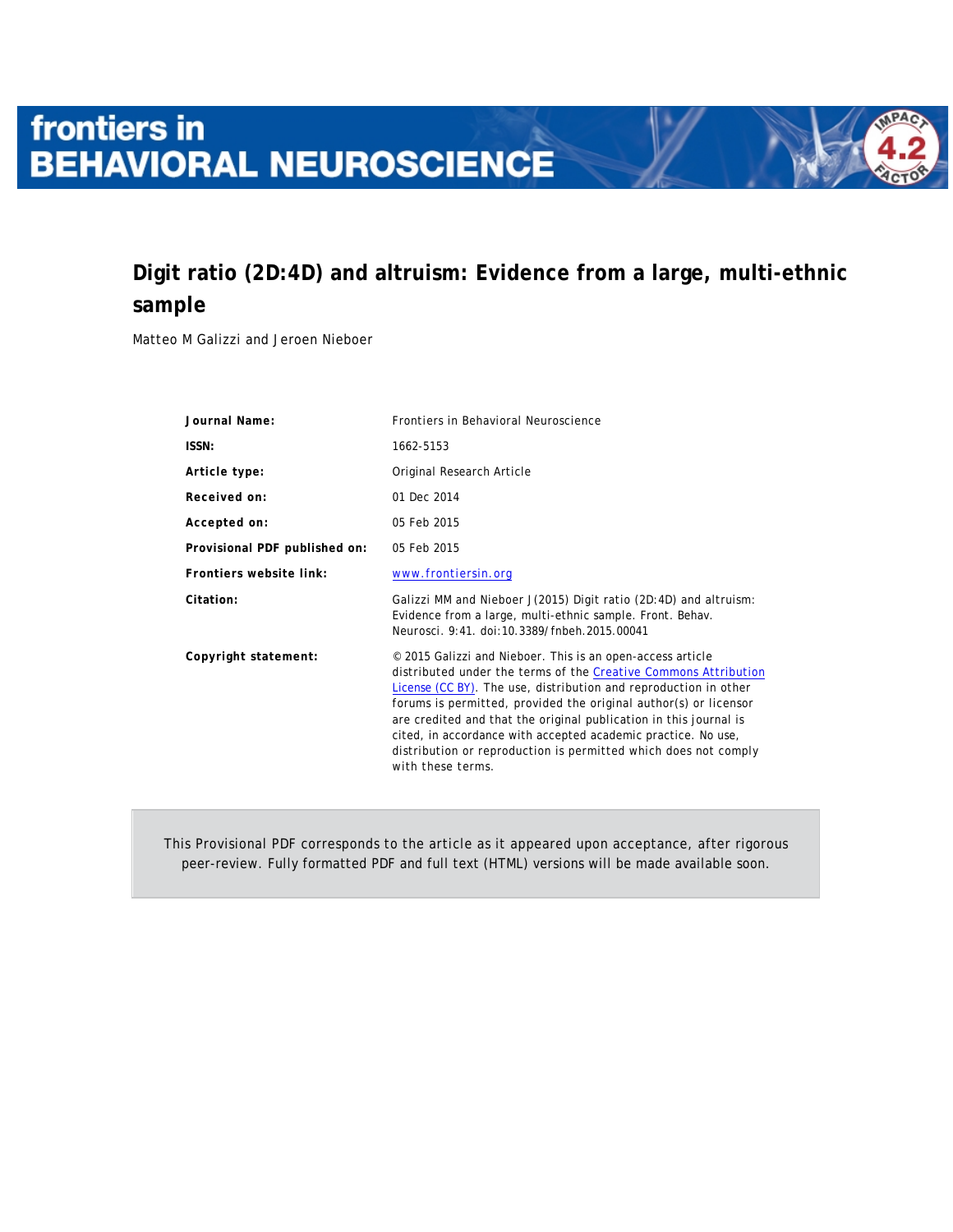# Digit ratio (2D:4D) and altruism: Evidence from a large, multi-ethnic sample

Matteo M Galizzi and Jeroen Nieboer

| | |
|---|---|
| **Journal Name:** | Frontiers in Behavioral Neuroscience |
| **ISSN:** | 1662-5153 |
| **Article type:** | Original Research Article |
| **Received on:** | 01 Dec 2014 |
| **Accepted on:** | 05 Feb 2015 |
| **Provisional PDF published on:** | 05 Feb 2015 |
| **Frontiers website link:** | www.frontiersin.org |
| **Citation:** | Galizzi MM and Nieboer J(2015) Digit ratio (2D:4D) and altruism: Evidence from a large, multi-ethnic sample. Front. Behav. Neurosci. 9:41. doi:10.3389/fnbeh.2015.00041 |
| **Copyright statement:** | © 2015 Galizzi and Nieboer. This is an open-access article distributed under the terms of the Creative Commons Attribution License (CC BY). The use, distribution and reproduction in other forums is permitted, provided the original author(s) or licensor are credited and that the original publication in this journal is cited, in accordance with accepted academic practice. No use, distribution or reproduction is permitted which does not comply with these terms. |

This Provisional PDF corresponds to the article as it appeared upon acceptance, after rigorous peer-review. Fully formatted PDF and full text (HTML) versions will be made available soon.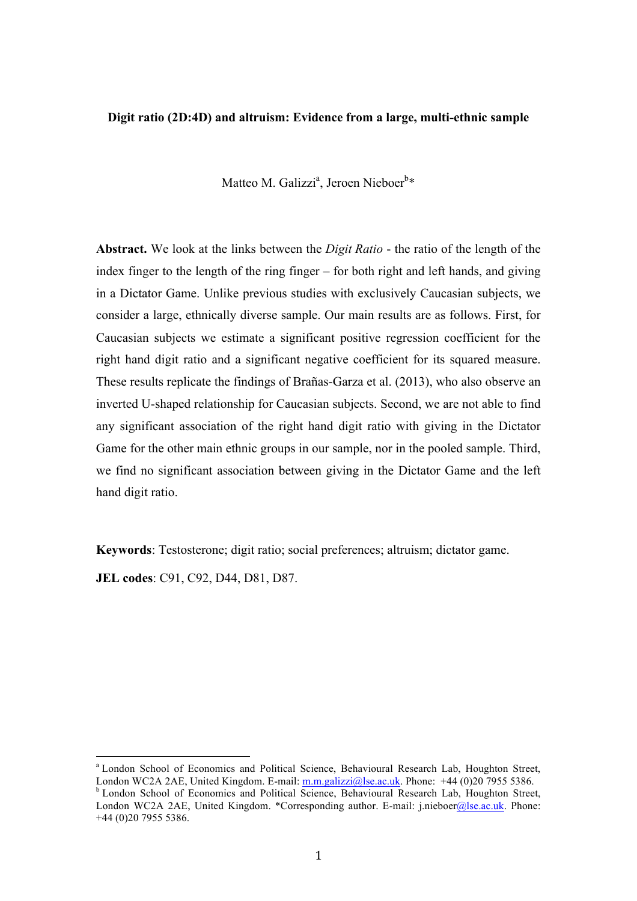**Digit ratio (2D:4D) and altruism: Evidence from a large, multi-ethnic sample**

Matteo M. Galizzi[a], Jeroen Nieboer[b]*

**Abstract.** We look at the links between the *Digit Ratio* - the ratio of the length of the index finger to the length of the ring finger – for both right and left hands, and giving in a Dictator Game. Unlike previous studies with exclusively Caucasian subjects, we consider a large, ethnically diverse sample. Our main results are as follows. First, for Caucasian subjects we estimate a significant positive regression coefficient for the right hand digit ratio and a significant negative coefficient for its squared measure. These results replicate the findings of Brañas-Garza et al. (2013), who also observe an inverted U-shaped relationship for Caucasian subjects. Second, we are not able to find any significant association of the right hand digit ratio with giving in the Dictator Game for the other main ethnic groups in our sample, nor in the pooled sample. Third, we find no significant association between giving in the Dictator Game and the left hand digit ratio.

**Keywords**: Testosterone; digit ratio; social preferences; altruism; dictator game.

**JEL codes**: C91, C92, D44, D81, D87.

---

[a] London School of Economics and Political Science, Behavioural Research Lab, Houghton Street, London WC2A 2AE, United Kingdom. E-mail: m.m.galizzi@lse.ac.uk. Phone: +44 (0)20 7955 5386.

[b] London School of Economics and Political Science, Behavioural Research Lab, Houghton Street, London WC2A 2AE, United Kingdom. *Corresponding author. E-mail: j.nieboer@lse.ac.uk. Phone: +44 (0)20 7955 5386.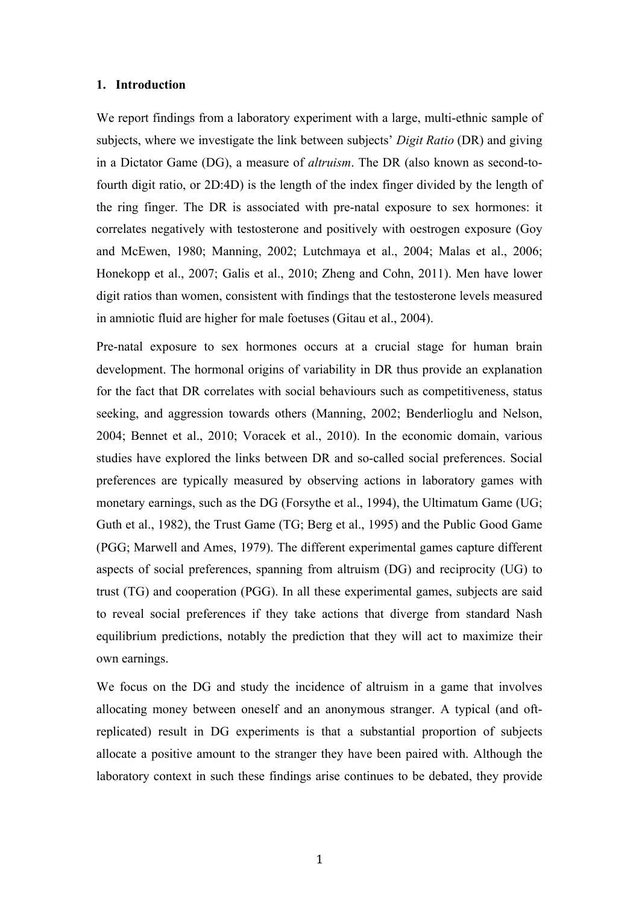## 1. Introduction

We report findings from a laboratory experiment with a large, multi-ethnic sample of subjects, where we investigate the link between subjects' *Digit Ratio* (DR) and giving in a Dictator Game (DG), a measure of *altruism*. The DR (also known as second-to-fourth digit ratio, or 2D:4D) is the length of the index finger divided by the length of the ring finger. The DR is associated with pre-natal exposure to sex hormones: it correlates negatively with testosterone and positively with oestrogen exposure (Goy and McEwen, 1980; Manning, 2002; Lutchmaya et al., 2004; Malas et al., 2006; Honekopp et al., 2007; Galis et al., 2010; Zheng and Cohn, 2011). Men have lower digit ratios than women, consistent with findings that the testosterone levels measured in amniotic fluid are higher for male foetuses (Gitau et al., 2004).

Pre-natal exposure to sex hormones occurs at a crucial stage for human brain development. The hormonal origins of variability in DR thus provide an explanation for the fact that DR correlates with social behaviours such as competitiveness, status seeking, and aggression towards others (Manning, 2002; Benderlioglu and Nelson, 2004; Bennet et al., 2010; Voracek et al., 2010). In the economic domain, various studies have explored the links between DR and so-called social preferences. Social preferences are typically measured by observing actions in laboratory games with monetary earnings, such as the DG (Forsythe et al., 1994), the Ultimatum Game (UG; Guth et al., 1982), the Trust Game (TG; Berg et al., 1995) and the Public Good Game (PGG; Marwell and Ames, 1979). The different experimental games capture different aspects of social preferences, spanning from altruism (DG) and reciprocity (UG) to trust (TG) and cooperation (PGG). In all these experimental games, subjects are said to reveal social preferences if they take actions that diverge from standard Nash equilibrium predictions, notably the prediction that they will act to maximize their own earnings.

We focus on the DG and study the incidence of altruism in a game that involves allocating money between oneself and an anonymous stranger. A typical (and oft-replicated) result in DG experiments is that a substantial proportion of subjects allocate a positive amount to the stranger they have been paired with. Although the laboratory context in such these findings arise continues to be debated, they provide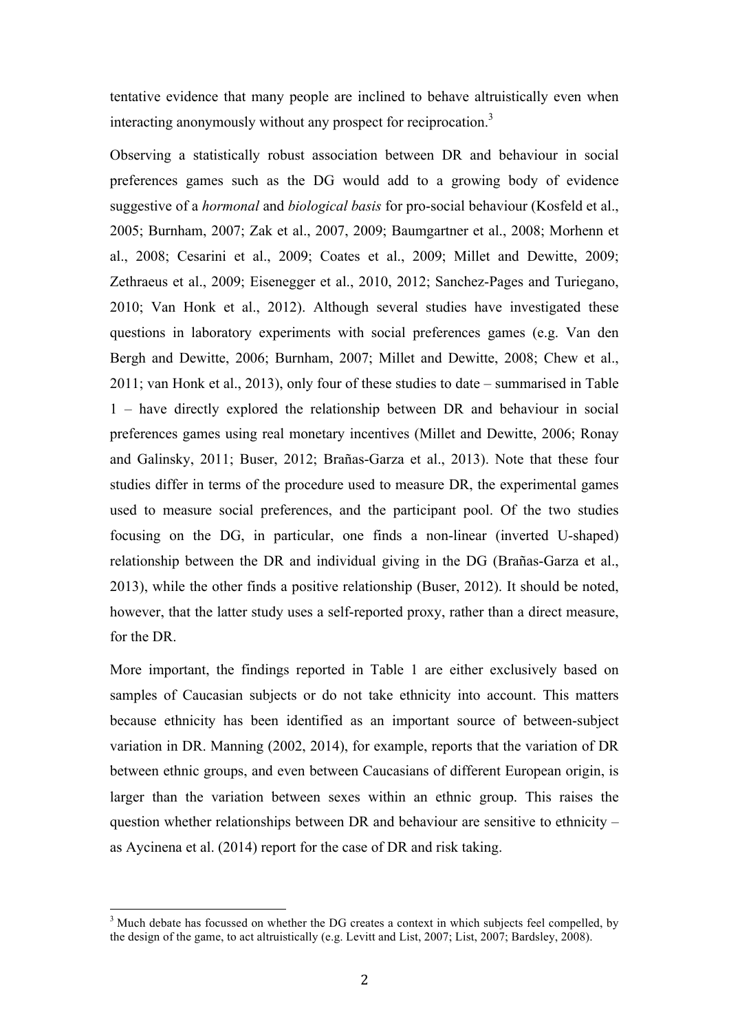tentative evidence that many people are inclined to behave altruistically even when interacting anonymously without any prospect for reciprocation.[3]

Observing a statistically robust association between DR and behaviour in social preferences games such as the DG would add to a growing body of evidence suggestive of a *hormonal* and *biological basis* for pro-social behaviour (Kosfeld et al., 2005; Burnham, 2007; Zak et al., 2007, 2009; Baumgartner et al., 2008; Morhenn et al., 2008; Cesarini et al., 2009; Coates et al., 2009; Millet and Dewitte, 2009; Zethraeus et al., 2009; Eisenegger et al., 2010, 2012; Sanchez-Pages and Turiegano, 2010; Van Honk et al., 2012). Although several studies have investigated these questions in laboratory experiments with social preferences games (e.g. Van den Bergh and Dewitte, 2006; Burnham, 2007; Millet and Dewitte, 2008; Chew et al., 2011; van Honk et al., 2013), only four of these studies to date – summarised in Table 1 – have directly explored the relationship between DR and behaviour in social preferences games using real monetary incentives (Millet and Dewitte, 2006; Ronay and Galinsky, 2011; Buser, 2012; Brañas-Garza et al., 2013). Note that these four studies differ in terms of the procedure used to measure DR, the experimental games used to measure social preferences, and the participant pool. Of the two studies focusing on the DG, in particular, one finds a non-linear (inverted U-shaped) relationship between the DR and individual giving in the DG (Brañas-Garza et al., 2013), while the other finds a positive relationship (Buser, 2012). It should be noted, however, that the latter study uses a self-reported proxy, rather than a direct measure, for the DR.

More important, the findings reported in Table 1 are either exclusively based on samples of Caucasian subjects or do not take ethnicity into account. This matters because ethnicity has been identified as an important source of between-subject variation in DR. Manning (2002, 2014), for example, reports that the variation of DR between ethnic groups, and even between Caucasians of different European origin, is larger than the variation between sexes within an ethnic group. This raises the question whether relationships between DR and behaviour are sensitive to ethnicity – as Aycinena et al. (2014) report for the case of DR and risk taking.

[3] Much debate has focussed on whether the DG creates a context in which subjects feel compelled, by the design of the game, to act altruistically (e.g. Levitt and List, 2007; List, 2007; Bardsley, 2008).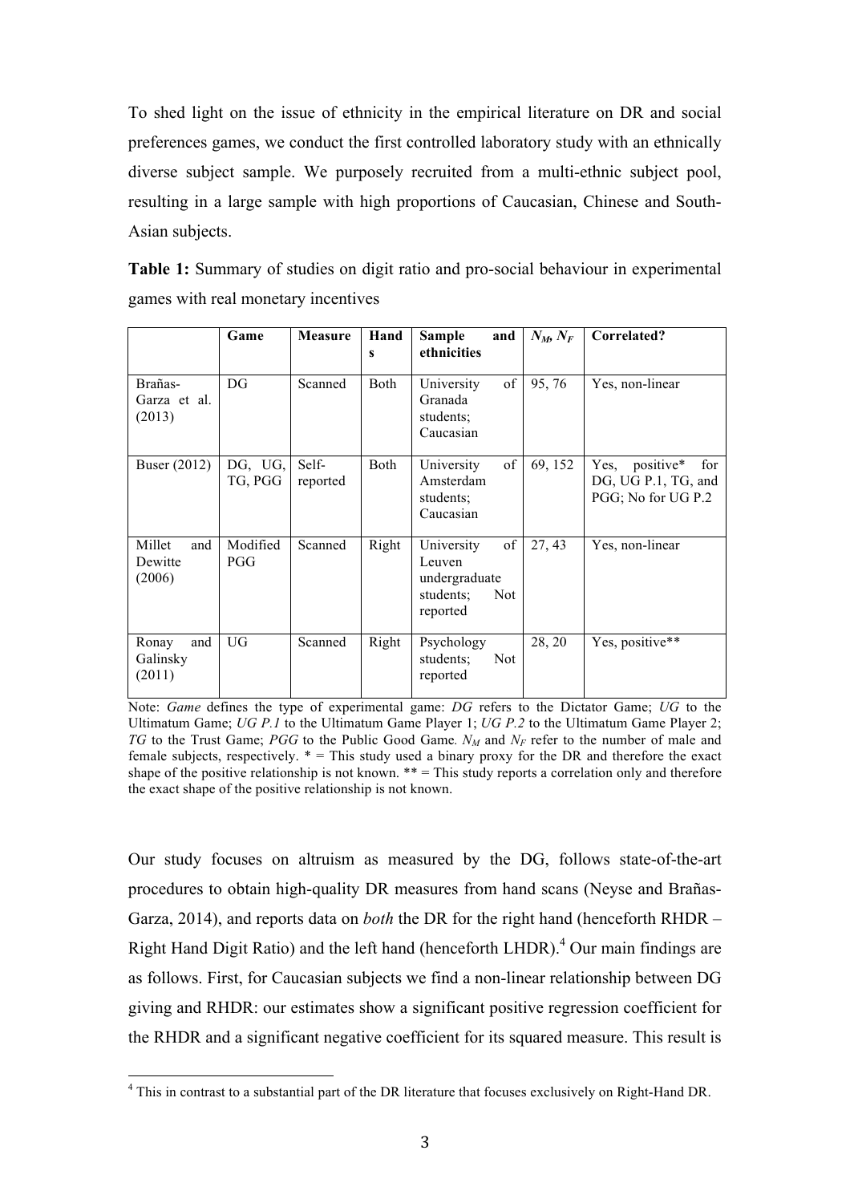To shed light on the issue of ethnicity in the empirical literature on DR and social preferences games, we conduct the first controlled laboratory study with an ethnically diverse subject sample. We purposely recruited from a multi-ethnic subject pool, resulting in a large sample with high proportions of Caucasian, Chinese and South-Asian subjects.

**Table 1:** Summary of studies on digit ratio and pro-social behaviour in experimental games with real monetary incentives

| | Game | Measure | Hands | Sample and ethnicities | $N_M$, $N_F$ | Correlated? |
|---|---|---|---|---|---|---|
| Brañas-Garza et al. (2013) | DG | Scanned | Both | University of Granada students; Caucasian | 95, 76 | Yes, non-linear |
| Buser (2012) | DG, UG, TG, PGG | Self-reported | Both | University of Amsterdam students; Caucasian | 69, 152 | Yes, positive* for DG, UG P.1, TG, and PGG; No for UG P.2 |
| Millet and Dewitte (2006) | Modified PGG | Scanned | Right | University of Leuven undergraduate students; Not reported | 27, 43 | Yes, non-linear |
| Ronay and Galinsky (2011) | UG | Scanned | Right | Psychology students; Not reported | 28, 20 | Yes, positive** |

Note: *Game* defines the type of experimental game: *DG* refers to the Dictator Game; *UG* to the Ultimatum Game; *UG P.1* to the Ultimatum Game Player 1; *UG P.2* to the Ultimatum Game Player 2; *TG* to the Trust Game; *PGG* to the Public Good Game. $N_M$ and $N_F$ refer to the number of male and female subjects, respectively. * = This study used a binary proxy for the DR and therefore the exact shape of the positive relationship is not known. ** = This study reports a correlation only and therefore the exact shape of the positive relationship is not known.

Our study focuses on altruism as measured by the DG, follows state-of-the-art procedures to obtain high-quality DR measures from hand scans (Neyse and Brañas-Garza, 2014), and reports data on *both* the DR for the right hand (henceforth RHDR – Right Hand Digit Ratio) and the left hand (henceforth LHDR).[4] Our main findings are as follows. First, for Caucasian subjects we find a non-linear relationship between DG giving and RHDR: our estimates show a significant positive regression coefficient for the RHDR and a significant negative coefficient for its squared measure. This result is

[4] This in contrast to a substantial part of the DR literature that focuses exclusively on Right-Hand DR.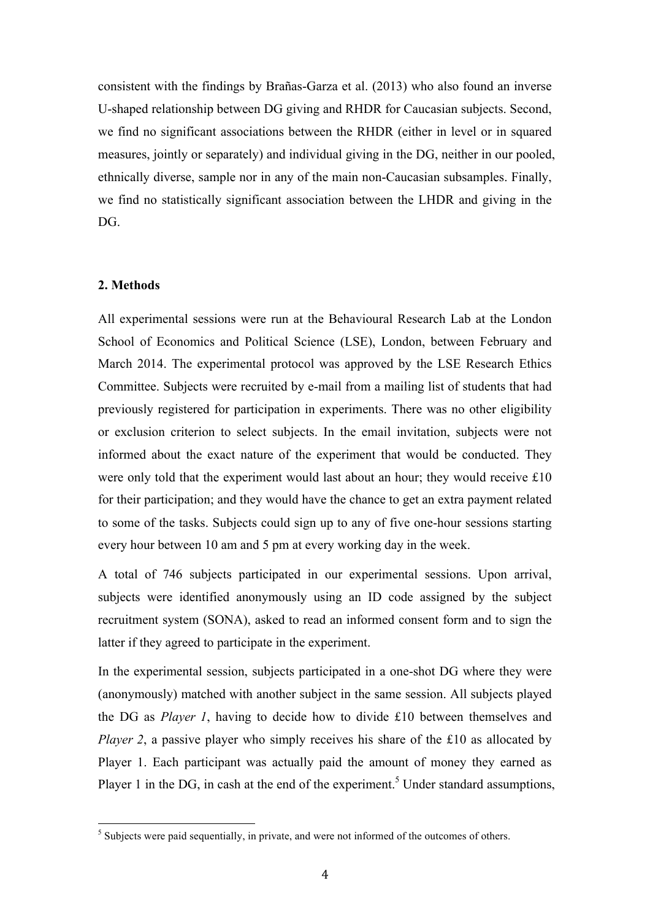consistent with the findings by Brañas-Garza et al. (2013) who also found an inverse U-shaped relationship between DG giving and RHDR for Caucasian subjects. Second, we find no significant associations between the RHDR (either in level or in squared measures, jointly or separately) and individual giving in the DG, neither in our pooled, ethnically diverse, sample nor in any of the main non-Caucasian subsamples. Finally, we find no statistically significant association between the LHDR and giving in the DG.

## 2. Methods

All experimental sessions were run at the Behavioural Research Lab at the London School of Economics and Political Science (LSE), London, between February and March 2014. The experimental protocol was approved by the LSE Research Ethics Committee. Subjects were recruited by e-mail from a mailing list of students that had previously registered for participation in experiments. There was no other eligibility or exclusion criterion to select subjects. In the email invitation, subjects were not informed about the exact nature of the experiment that would be conducted. They were only told that the experiment would last about an hour; they would receive £10 for their participation; and they would have the chance to get an extra payment related to some of the tasks. Subjects could sign up to any of five one-hour sessions starting every hour between 10 am and 5 pm at every working day in the week.

A total of 746 subjects participated in our experimental sessions. Upon arrival, subjects were identified anonymously using an ID code assigned by the subject recruitment system (SONA), asked to read an informed consent form and to sign the latter if they agreed to participate in the experiment.

In the experimental session, subjects participated in a one-shot DG where they were (anonymously) matched with another subject in the same session. All subjects played the DG as *Player 1*, having to decide how to divide £10 between themselves and *Player 2*, a passive player who simply receives his share of the £10 as allocated by Player 1. Each participant was actually paid the amount of money they earned as Player 1 in the DG, in cash at the end of the experiment.[5] Under standard assumptions,

[5] Subjects were paid sequentially, in private, and were not informed of the outcomes of others.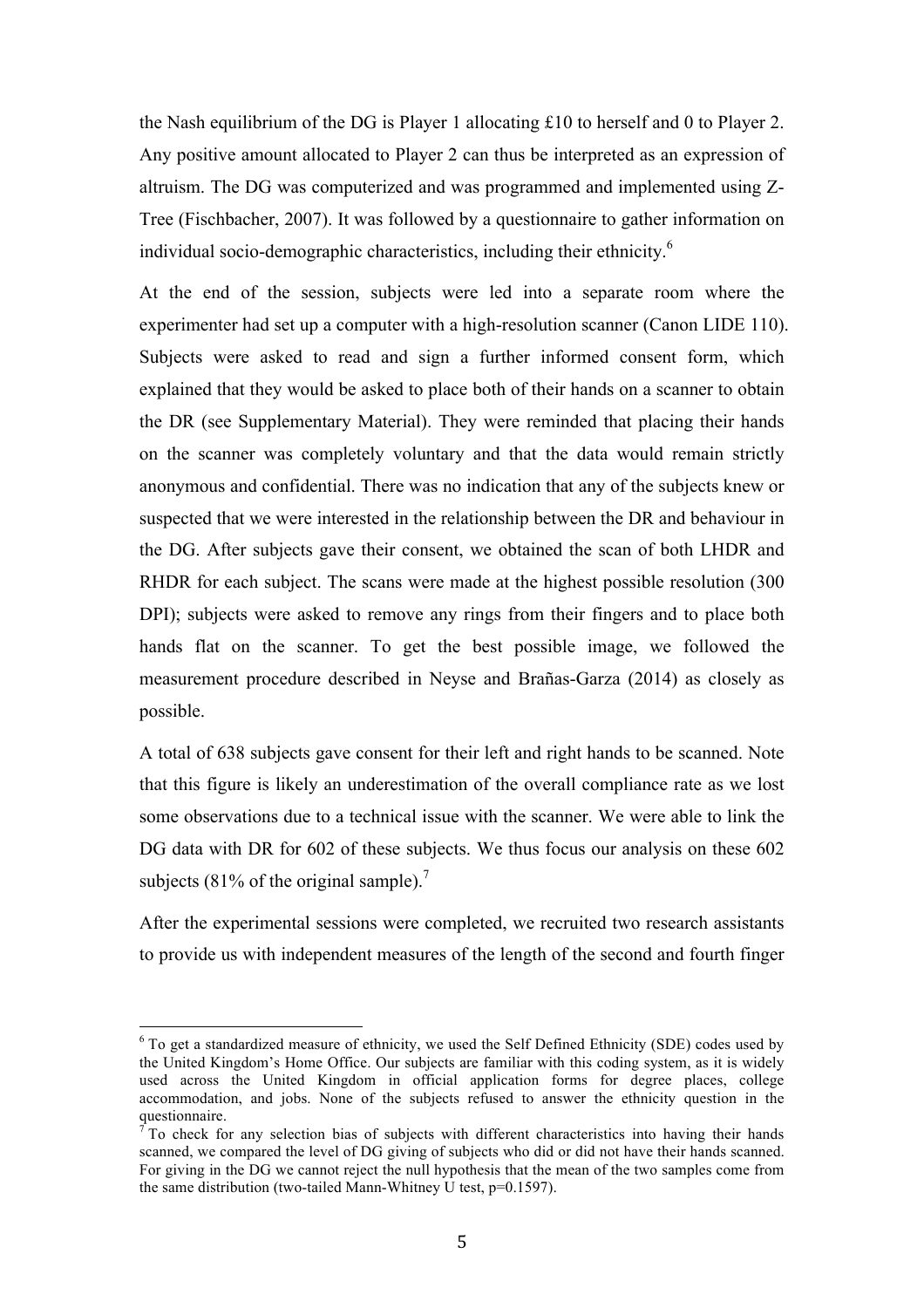the Nash equilibrium of the DG is Player 1 allocating £10 to herself and 0 to Player 2. Any positive amount allocated to Player 2 can thus be interpreted as an expression of altruism. The DG was computerized and was programmed and implemented using Z-Tree (Fischbacher, 2007). It was followed by a questionnaire to gather information on individual socio-demographic characteristics, including their ethnicity.[6]

At the end of the session, subjects were led into a separate room where the experimenter had set up a computer with a high-resolution scanner (Canon LIDE 110). Subjects were asked to read and sign a further informed consent form, which explained that they would be asked to place both of their hands on a scanner to obtain the DR (see Supplementary Material). They were reminded that placing their hands on the scanner was completely voluntary and that the data would remain strictly anonymous and confidential. There was no indication that any of the subjects knew or suspected that we were interested in the relationship between the DR and behaviour in the DG. After subjects gave their consent, we obtained the scan of both LHDR and RHDR for each subject. The scans were made at the highest possible resolution (300 DPI); subjects were asked to remove any rings from their fingers and to place both hands flat on the scanner. To get the best possible image, we followed the measurement procedure described in Neyse and Brañas-Garza (2014) as closely as possible.

A total of 638 subjects gave consent for their left and right hands to be scanned. Note that this figure is likely an underestimation of the overall compliance rate as we lost some observations due to a technical issue with the scanner. We were able to link the DG data with DR for 602 of these subjects. We thus focus our analysis on these 602 subjects (81% of the original sample).[7]

After the experimental sessions were completed, we recruited two research assistants to provide us with independent measures of the length of the second and fourth finger

---

[6] To get a standardized measure of ethnicity, we used the Self Defined Ethnicity (SDE) codes used by the United Kingdom's Home Office. Our subjects are familiar with this coding system, as it is widely used across the United Kingdom in official application forms for degree places, college accommodation, and jobs. None of the subjects refused to answer the ethnicity question in the questionnaire.

[7] To check for any selection bias of subjects with different characteristics into having their hands scanned, we compared the level of DG giving of subjects who did or did not have their hands scanned. For giving in the DG we cannot reject the null hypothesis that the mean of the two samples come from the same distribution (two-tailed Mann-Whitney U test, $p=0.1597$).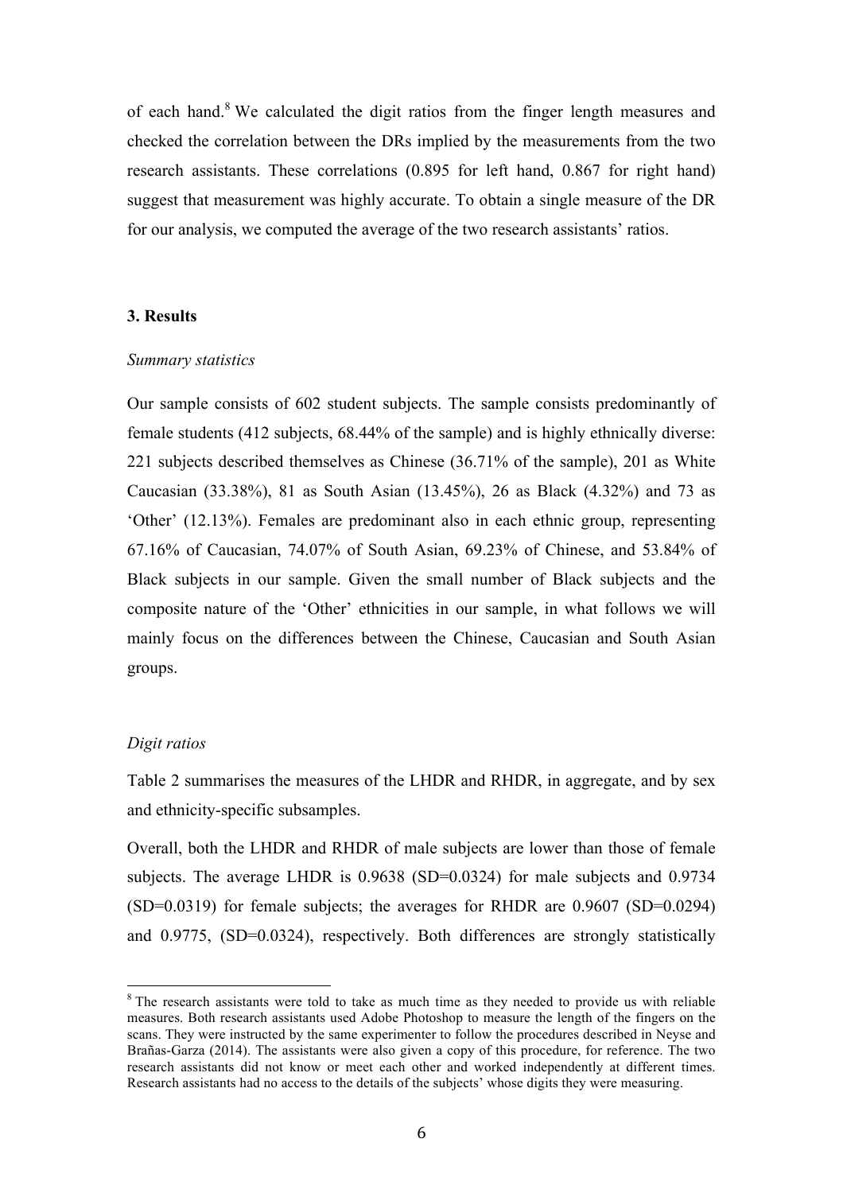of each hand.[8] We calculated the digit ratios from the finger length measures and checked the correlation between the DRs implied by the measurements from the two research assistants. These correlations (0.895 for left hand, 0.867 for right hand) suggest that measurement was highly accurate. To obtain a single measure of the DR for our analysis, we computed the average of the two research assistants' ratios.

## 3. Results

*Summary statistics*

Our sample consists of 602 student subjects. The sample consists predominantly of female students (412 subjects, 68.44% of the sample) and is highly ethnically diverse: 221 subjects described themselves as Chinese (36.71% of the sample), 201 as White Caucasian (33.38%), 81 as South Asian (13.45%), 26 as Black (4.32%) and 73 as 'Other' (12.13%). Females are predominant also in each ethnic group, representing 67.16% of Caucasian, 74.07% of South Asian, 69.23% of Chinese, and 53.84% of Black subjects in our sample. Given the small number of Black subjects and the composite nature of the 'Other' ethnicities in our sample, in what follows we will mainly focus on the differences between the Chinese, Caucasian and South Asian groups.

*Digit ratios*

Table 2 summarises the measures of the LHDR and RHDR, in aggregate, and by sex and ethnicity-specific subsamples.

Overall, both the LHDR and RHDR of male subjects are lower than those of female subjects. The average LHDR is 0.9638 (SD=0.0324) for male subjects and 0.9734 (SD=0.0319) for female subjects; the averages for RHDR are 0.9607 (SD=0.0294) and 0.9775, (SD=0.0324), respectively. Both differences are strongly statistically

[8] The research assistants were told to take as much time as they needed to provide us with reliable measures. Both research assistants used Adobe Photoshop to measure the length of the fingers on the scans. They were instructed by the same experimenter to follow the procedures described in Neyse and Brañas-Garza (2014). The assistants were also given a copy of this procedure, for reference. The two research assistants did not know or meet each other and worked independently at different times. Research assistants had no access to the details of the subjects' whose digits they were measuring.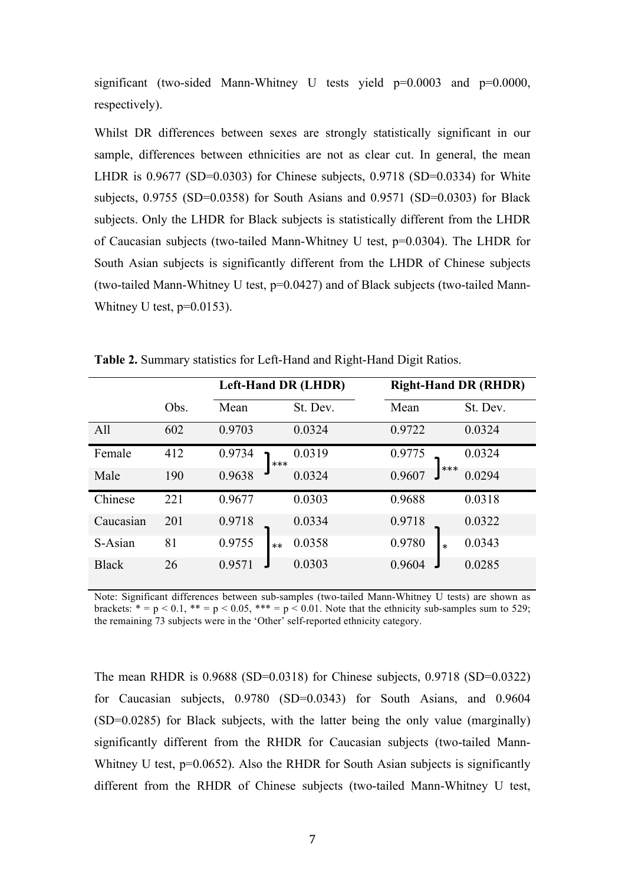significant (two-sided Mann-Whitney U tests yield p=0.0003 and p=0.0000, respectively).

Whilst DR differences between sexes are strongly statistically significant in our sample, differences between ethnicities are not as clear cut. In general, the mean LHDR is 0.9677 (SD=0.0303) for Chinese subjects, 0.9718 (SD=0.0334) for White subjects, 0.9755 (SD=0.0358) for South Asians and 0.9571 (SD=0.0303) for Black subjects. Only the LHDR for Black subjects is statistically different from the LHDR of Caucasian subjects (two-tailed Mann-Whitney U test, p=0.0304). The LHDR for South Asian subjects is significantly different from the LHDR of Chinese subjects (two-tailed Mann-Whitney U test, p=0.0427) and of Black subjects (two-tailed Mann-Whitney U test, p=0.0153).

**Table 2.** Summary statistics for Left-Hand and Right-Hand Digit Ratios.

| | | **Left-Hand DR (LHDR)** | | | **Right-Hand DR (RHDR)** | | |
|---|---|---|---|---|---|---|---|
| | Obs. | Mean | | St. Dev. | Mean | | St. Dev. |
| All | 602 | 0.9703 | | 0.0324 | 0.9722 | | 0.0324 |
| Female | 412 | 0.9734 | *** | 0.0319 | 0.9775 | *** | 0.0324 |
| Male | 190 | 0.9638 | | 0.0324 | 0.9607 | | 0.0294 |
| Chinese | 221 | 0.9677 | | 0.0303 | 0.9688 | | 0.0318 |
| Caucasian | 201 | 0.9718 | | 0.0334 | 0.9718 | | 0.0322 |
| S-Asian | 81 | 0.9755 | ** | 0.0358 | 0.9780 | * | 0.0343 |
| Black | 26 | 0.9571 | | 0.0303 | 0.9604 | | 0.0285 |

Note: Significant differences between sub-samples (two-tailed Mann-Whitney U tests) are shown as brackets: * = p < 0.1, ** = p < 0.05, *** = p < 0.01. Note that the ethnicity sub-samples sum to 529; the remaining 73 subjects were in the 'Other' self-reported ethnicity category.

The mean RHDR is 0.9688 (SD=0.0318) for Chinese subjects, 0.9718 (SD=0.0322) for Caucasian subjects, 0.9780 (SD=0.0343) for South Asians, and 0.9604 (SD=0.0285) for Black subjects, with the latter being the only value (marginally) significantly different from the RHDR for Caucasian subjects (two-tailed Mann-Whitney U test, p=0.0652). Also the RHDR for South Asian subjects is significantly different from the RHDR of Chinese subjects (two-tailed Mann-Whitney U test,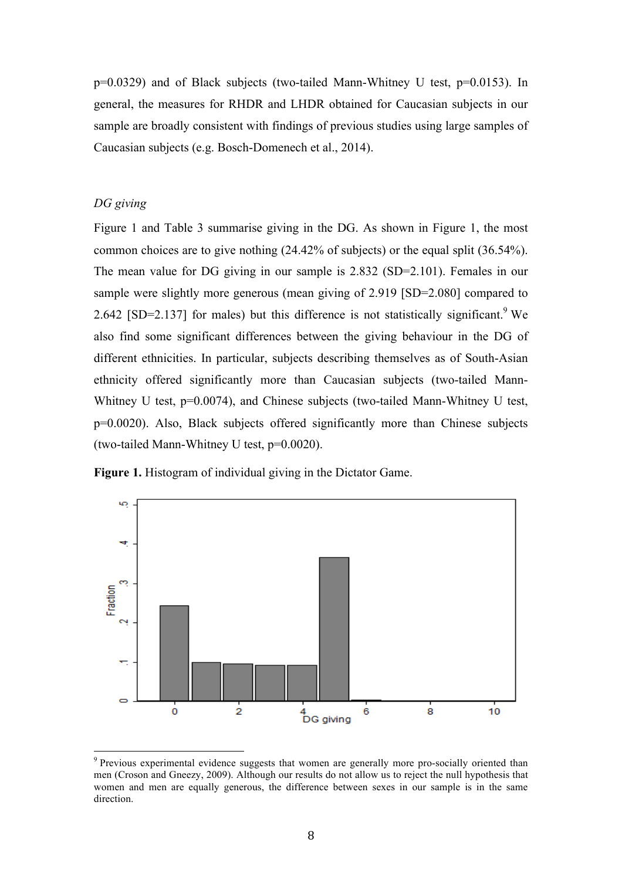p=0.0329) and of Black subjects (two-tailed Mann-Whitney U test, p=0.0153). In general, the measures for RHDR and LHDR obtained for Caucasian subjects in our sample are broadly consistent with findings of previous studies using large samples of Caucasian subjects (e.g. Bosch-Domenech et al., 2014).

*DG giving*

Figure 1 and Table 3 summarise giving in the DG. As shown in Figure 1, the most common choices are to give nothing (24.42% of subjects) or the equal split (36.54%). The mean value for DG giving in our sample is 2.832 (SD=2.101). Females in our sample were slightly more generous (mean giving of 2.919 [SD=2.080] compared to 2.642 [SD=2.137] for males) but this difference is not statistically significant.[9] We also find some significant differences between the giving behaviour in the DG of different ethnicities. In particular, subjects describing themselves as of South-Asian ethnicity offered significantly more than Caucasian subjects (two-tailed Mann-Whitney U test, p=0.0074), and Chinese subjects (two-tailed Mann-Whitney U test, p=0.0020). Also, Black subjects offered significantly more than Chinese subjects (two-tailed Mann-Whitney U test, p=0.0020).

**Figure 1.** Histogram of individual giving in the Dictator Game.

[9] Previous experimental evidence suggests that women are generally more pro-socially oriented than men (Croson and Gneezy, 2009). Although our results do not allow us to reject the null hypothesis that women and men are equally generous, the difference between sexes in our sample is in the same direction.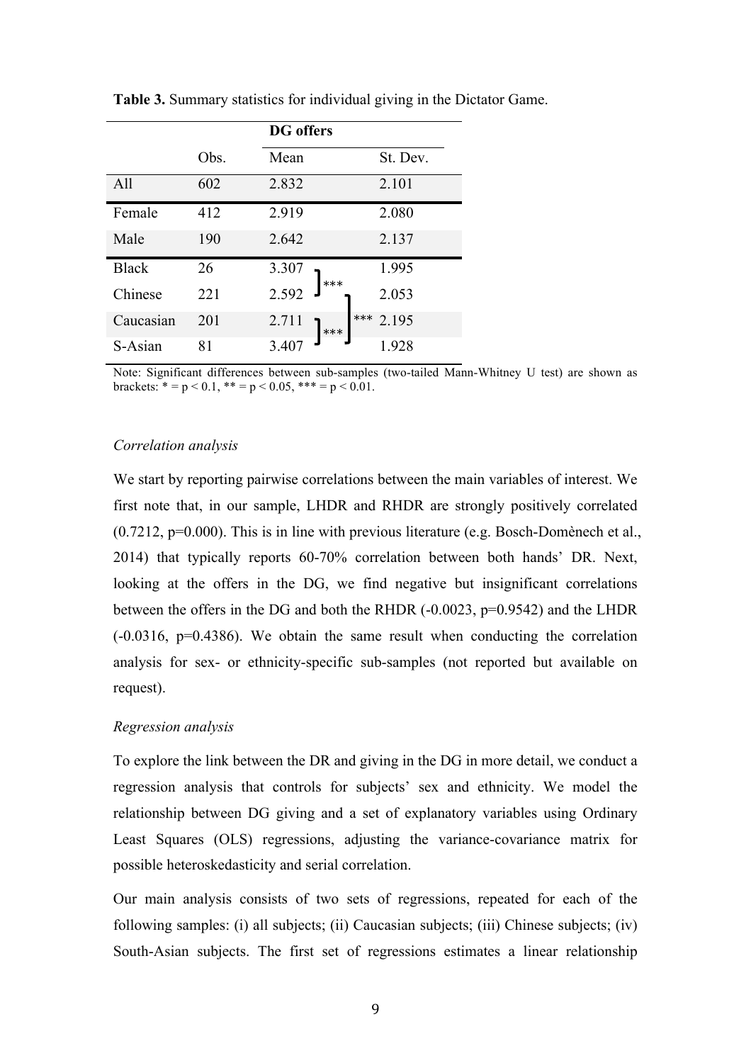**Table 3.** Summary statistics for individual giving in the Dictator Game.

| | | DG offers | |
|---|---|---|---|
| | Obs. | Mean | St. Dev. |
| All | 602 | 2.832 | 2.101 |
| Female | 412 | 2.919 | 2.080 |
| Male | 190 | 2.642 | 2.137 |
| Black | 26 | 3.307 | 1.995 |
| Chinese | 221 | 2.592 | 2.053 |
| Caucasian | 201 | 2.711 | 2.195 |
| S-Asian | 81 | 3.407 | 1.928 |

Note: Significant differences between sub-samples (two-tailed Mann-Whitney U test) are shown as brackets: * = p < 0.1, ** = p < 0.05, *** = p < 0.01.

*Correlation analysis*

We start by reporting pairwise correlations between the main variables of interest. We first note that, in our sample, LHDR and RHDR are strongly positively correlated (0.7212, p=0.000). This is in line with previous literature (e.g. Bosch-Domènech et al., 2014) that typically reports 60-70% correlation between both hands' DR. Next, looking at the offers in the DG, we find negative but insignificant correlations between the offers in the DG and both the RHDR (-0.0023, p=0.9542) and the LHDR (-0.0316, p=0.4386). We obtain the same result when conducting the correlation analysis for sex- or ethnicity-specific sub-samples (not reported but available on request).

*Regression analysis*

To explore the link between the DR and giving in the DG in more detail, we conduct a regression analysis that controls for subjects' sex and ethnicity. We model the relationship between DG giving and a set of explanatory variables using Ordinary Least Squares (OLS) regressions, adjusting the variance-covariance matrix for possible heteroskedasticity and serial correlation.

Our main analysis consists of two sets of regressions, repeated for each of the following samples: (i) all subjects; (ii) Caucasian subjects; (iii) Chinese subjects; (iv) South-Asian subjects. The first set of regressions estimates a linear relationship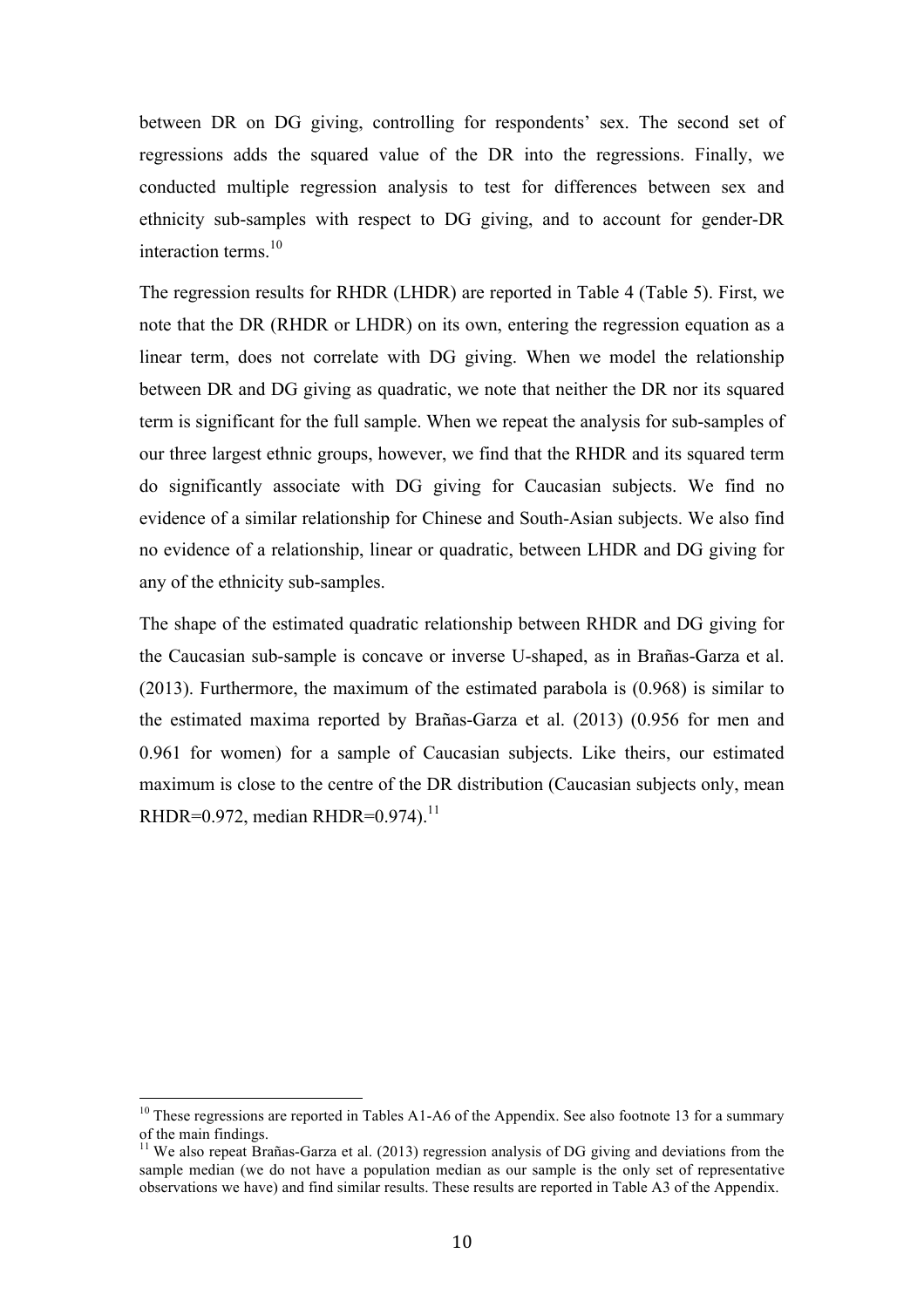between DR on DG giving, controlling for respondents' sex. The second set of regressions adds the squared value of the DR into the regressions. Finally, we conducted multiple regression analysis to test for differences between sex and ethnicity sub-samples with respect to DG giving, and to account for gender-DR interaction terms.[10]

The regression results for RHDR (LHDR) are reported in Table 4 (Table 5). First, we note that the DR (RHDR or LHDR) on its own, entering the regression equation as a linear term, does not correlate with DG giving. When we model the relationship between DR and DG giving as quadratic, we note that neither the DR nor its squared term is significant for the full sample. When we repeat the analysis for sub-samples of our three largest ethnic groups, however, we find that the RHDR and its squared term do significantly associate with DG giving for Caucasian subjects. We find no evidence of a similar relationship for Chinese and South-Asian subjects. We also find no evidence of a relationship, linear or quadratic, between LHDR and DG giving for any of the ethnicity sub-samples.

The shape of the estimated quadratic relationship between RHDR and DG giving for the Caucasian sub-sample is concave or inverse U-shaped, as in Brañas-Garza et al. (2013). Furthermore, the maximum of the estimated parabola is (0.968) is similar to the estimated maxima reported by Brañas-Garza et al. (2013) (0.956 for men and 0.961 for women) for a sample of Caucasian subjects. Like theirs, our estimated maximum is close to the centre of the DR distribution (Caucasian subjects only, mean RHDR=0.972, median RHDR=0.974).[11]

[10] These regressions are reported in Tables A1-A6 of the Appendix. See also footnote 13 for a summary of the main findings.

[11] We also repeat Brañas-Garza et al. (2013) regression analysis of DG giving and deviations from the sample median (we do not have a population median as our sample is the only set of representative observations we have) and find similar results. These results are reported in Table A3 of the Appendix.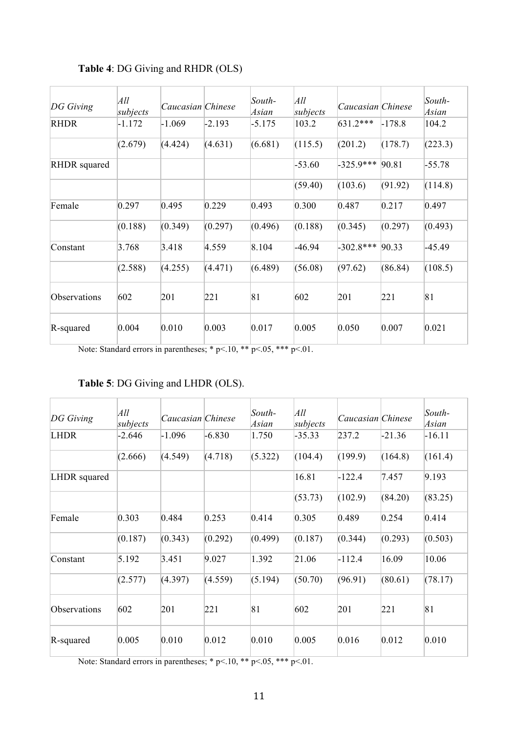**Table 4**: DG Giving and RHDR (OLS)

| *DG Giving* | *All subjects* | *Caucasian* | *Chinese* | *South-Asian* | *All subjects* | *Caucasian* | *Chinese* | *South-Asian* |
|---|---|---|---|---|---|---|---|---|
| RHDR | -1.172 | -1.069 | -2.193 | -5.175 | 103.2 | 631.2*** | -178.8 | 104.2 |
| | (2.679) | (4.424) | (4.631) | (6.681) | (115.5) | (201.2) | (178.7) | (223.3) |
| RHDR squared | | | | | -53.60 | -325.9*** | 90.81 | -55.78 |
| | | | | | (59.40) | (103.6) | (91.92) | (114.8) |
| Female | 0.297 | 0.495 | 0.229 | 0.493 | 0.300 | 0.487 | 0.217 | 0.497 |
| | (0.188) | (0.349) | (0.297) | (0.496) | (0.188) | (0.345) | (0.297) | (0.493) |
| Constant | 3.768 | 3.418 | 4.559 | 8.104 | -46.94 | -302.8*** | 90.33 | -45.49 |
| | (2.588) | (4.255) | (4.471) | (6.489) | (56.08) | (97.62) | (86.84) | (108.5) |
| Observations | 602 | 201 | 221 | 81 | 602 | 201 | 221 | 81 |
| R-squared | 0.004 | 0.010 | 0.003 | 0.017 | 0.005 | 0.050 | 0.007 | 0.021 |

Note: Standard errors in parentheses; * p<.10, ** p<.05, *** p<.01.

**Table 5**: DG Giving and LHDR (OLS).

| *DG Giving* | *All subjects* | *Caucasian* | *Chinese* | *South-Asian* | *All subjects* | *Caucasian* | *Chinese* | *South-Asian* |
|---|---|---|---|---|---|---|---|---|
| LHDR | -2.646 | -1.096 | -6.830 | 1.750 | -35.33 | 237.2 | -21.36 | -16.11 |
| | (2.666) | (4.549) | (4.718) | (5.322) | (104.4) | (199.9) | (164.8) | (161.4) |
| LHDR squared | | | | | 16.81 | -122.4 | 7.457 | 9.193 |
| | | | | | (53.73) | (102.9) | (84.20) | (83.25) |
| Female | 0.303 | 0.484 | 0.253 | 0.414 | 0.305 | 0.489 | 0.254 | 0.414 |
| | (0.187) | (0.343) | (0.292) | (0.499) | (0.187) | (0.344) | (0.293) | (0.503) |
| Constant | 5.192 | 3.451 | 9.027 | 1.392 | 21.06 | -112.4 | 16.09 | 10.06 |
| | (2.577) | (4.397) | (4.559) | (5.194) | (50.70) | (96.91) | (80.61) | (78.17) |
| Observations | 602 | 201 | 221 | 81 | 602 | 201 | 221 | 81 |
| R-squared | 0.005 | 0.010 | 0.012 | 0.010 | 0.005 | 0.016 | 0.012 | 0.010 |

Note: Standard errors in parentheses; * p<.10, ** p<.05, *** p<.01.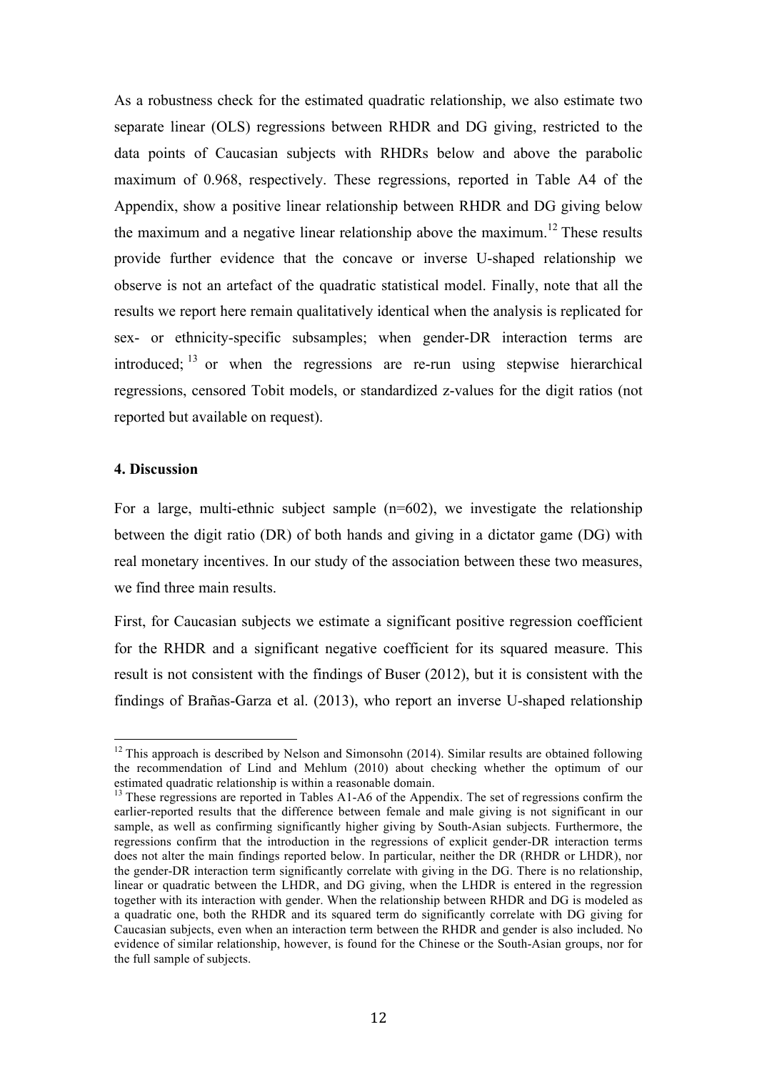As a robustness check for the estimated quadratic relationship, we also estimate two separate linear (OLS) regressions between RHDR and DG giving, restricted to the data points of Caucasian subjects with RHDRs below and above the parabolic maximum of 0.968, respectively. These regressions, reported in Table A4 of the Appendix, show a positive linear relationship between RHDR and DG giving below the maximum and a negative linear relationship above the maximum.[12] These results provide further evidence that the concave or inverse U-shaped relationship we observe is not an artefact of the quadratic statistical model. Finally, note that all the results we report here remain qualitatively identical when the analysis is replicated for sex- or ethnicity-specific subsamples; when gender-DR interaction terms are introduced; [13] or when the regressions are re-run using stepwise hierarchical regressions, censored Tobit models, or standardized z-values for the digit ratios (not reported but available on request).

#### 4. Discussion

For a large, multi-ethnic subject sample (n=602), we investigate the relationship between the digit ratio (DR) of both hands and giving in a dictator game (DG) with real monetary incentives. In our study of the association between these two measures, we find three main results.

First, for Caucasian subjects we estimate a significant positive regression coefficient for the RHDR and a significant negative coefficient for its squared measure. This result is not consistent with the findings of Buser (2012), but it is consistent with the findings of Brañas-Garza et al. (2013), who report an inverse U-shaped relationship

---

[12] This approach is described by Nelson and Simonsohn (2014). Similar results are obtained following the recommendation of Lind and Mehlum (2010) about checking whether the optimum of our estimated quadratic relationship is within a reasonable domain.

[13] These regressions are reported in Tables A1-A6 of the Appendix. The set of regressions confirm the earlier-reported results that the difference between female and male giving is not significant in our sample, as well as confirming significantly higher giving by South-Asian subjects. Furthermore, the regressions confirm that the introduction in the regressions of explicit gender-DR interaction terms does not alter the main findings reported below. In particular, neither the DR (RHDR or LHDR), nor the gender-DR interaction term significantly correlate with giving in the DG. There is no relationship, linear or quadratic between the LHDR, and DG giving, when the LHDR is entered in the regression together with its interaction with gender. When the relationship between RHDR and DG is modeled as a quadratic one, both the RHDR and its squared term do significantly correlate with DG giving for Caucasian subjects, even when an interaction term between the RHDR and gender is also included. No evidence of similar relationship, however, is found for the Chinese or the South-Asian groups, nor for the full sample of subjects.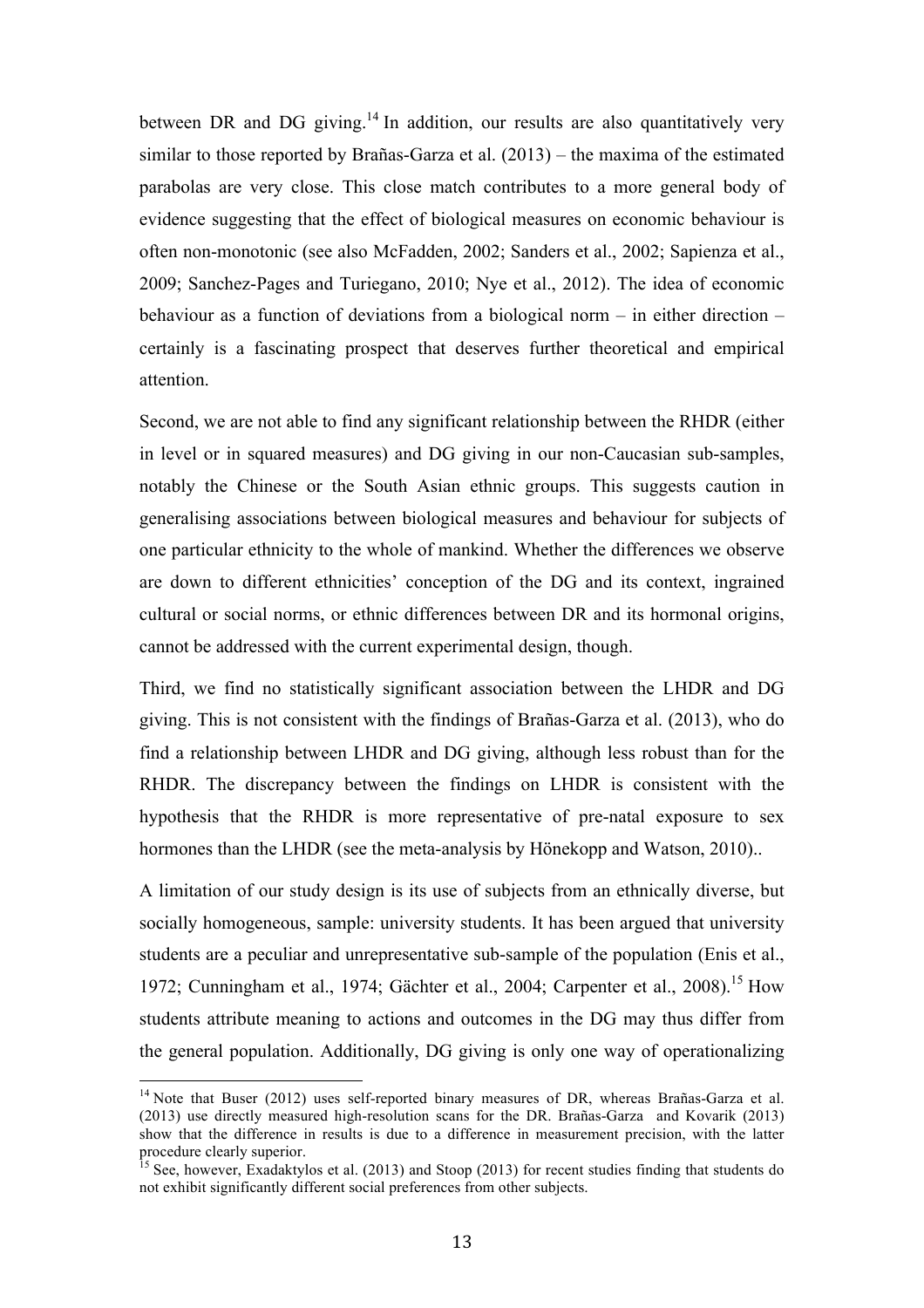between DR and DG giving.[14] In addition, our results are also quantitatively very similar to those reported by Brañas-Garza et al. (2013) – the maxima of the estimated parabolas are very close. This close match contributes to a more general body of evidence suggesting that the effect of biological measures on economic behaviour is often non-monotonic (see also McFadden, 2002; Sanders et al., 2002; Sapienza et al., 2009; Sanchez-Pages and Turiegano, 2010; Nye et al., 2012). The idea of economic behaviour as a function of deviations from a biological norm – in either direction – certainly is a fascinating prospect that deserves further theoretical and empirical attention.

Second, we are not able to find any significant relationship between the RHDR (either in level or in squared measures) and DG giving in our non-Caucasian sub-samples, notably the Chinese or the South Asian ethnic groups. This suggests caution in generalising associations between biological measures and behaviour for subjects of one particular ethnicity to the whole of mankind. Whether the differences we observe are down to different ethnicities' conception of the DG and its context, ingrained cultural or social norms, or ethnic differences between DR and its hormonal origins, cannot be addressed with the current experimental design, though.

Third, we find no statistically significant association between the LHDR and DG giving. This is not consistent with the findings of Brañas-Garza et al. (2013), who do find a relationship between LHDR and DG giving, although less robust than for the RHDR. The discrepancy between the findings on LHDR is consistent with the hypothesis that the RHDR is more representative of pre-natal exposure to sex hormones than the LHDR (see the meta-analysis by Hönekopp and Watson, 2010)..

A limitation of our study design is its use of subjects from an ethnically diverse, but socially homogeneous, sample: university students. It has been argued that university students are a peculiar and unrepresentative sub-sample of the population (Enis et al., 1972; Cunningham et al., 1974; Gächter et al., 2004; Carpenter et al., 2008).[15] How students attribute meaning to actions and outcomes in the DG may thus differ from the general population. Additionally, DG giving is only one way of operationalizing

[14] Note that Buser (2012) uses self-reported binary measures of DR, whereas Brañas-Garza et al. (2013) use directly measured high-resolution scans for the DR. Brañas-Garza and Kovarik (2013) show that the difference in results is due to a difference in measurement precision, with the latter procedure clearly superior.

[15] See, however, Exadaktylos et al. (2013) and Stoop (2013) for recent studies finding that students do not exhibit significantly different social preferences from other subjects.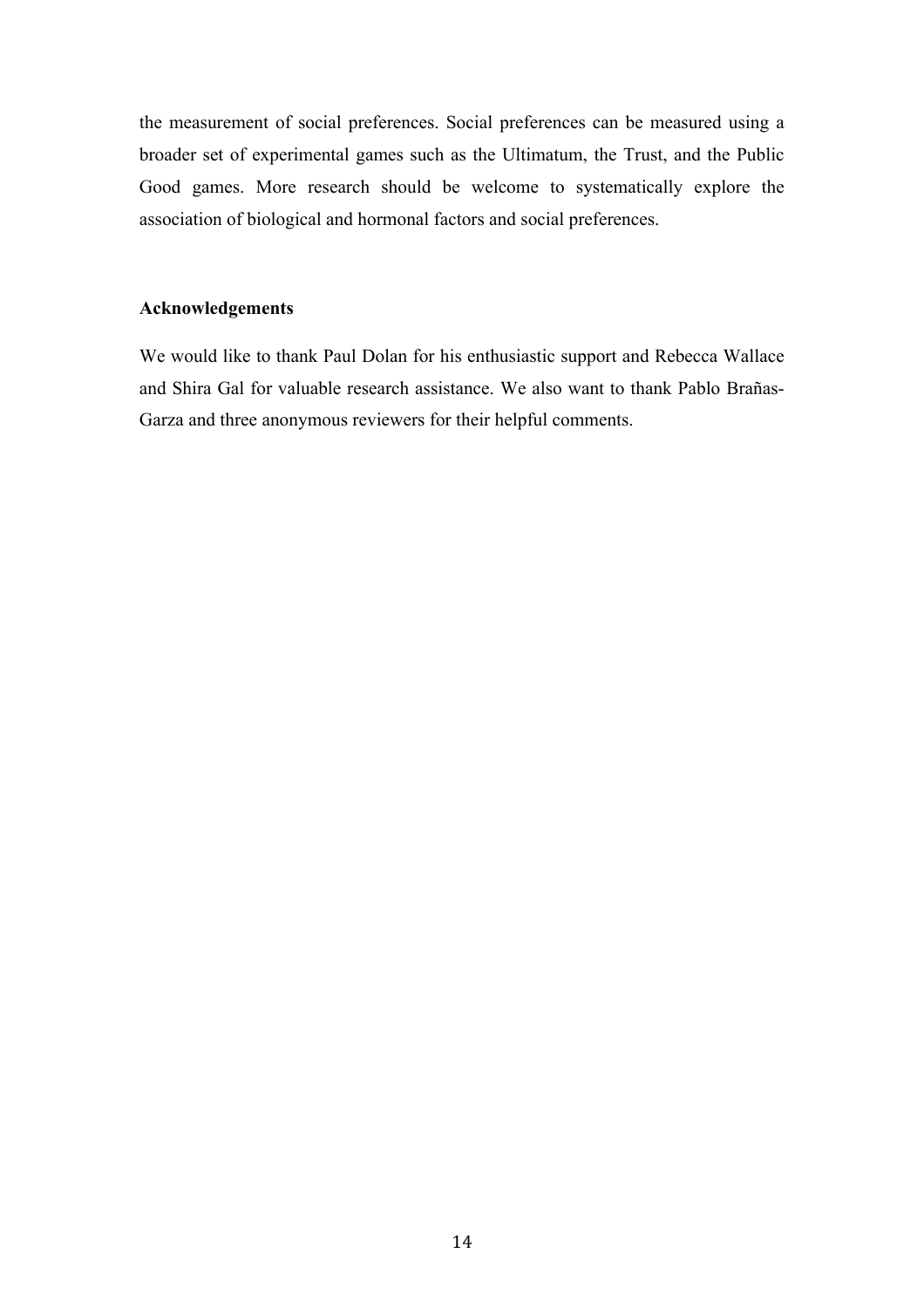the measurement of social preferences. Social preferences can be measured using a broader set of experimental games such as the Ultimatum, the Trust, and the Public Good games. More research should be welcome to systematically explore the association of biological and hormonal factors and social preferences.

## Acknowledgements

We would like to thank Paul Dolan for his enthusiastic support and Rebecca Wallace and Shira Gal for valuable research assistance. We also want to thank Pablo Brañas-Garza and three anonymous reviewers for their helpful comments.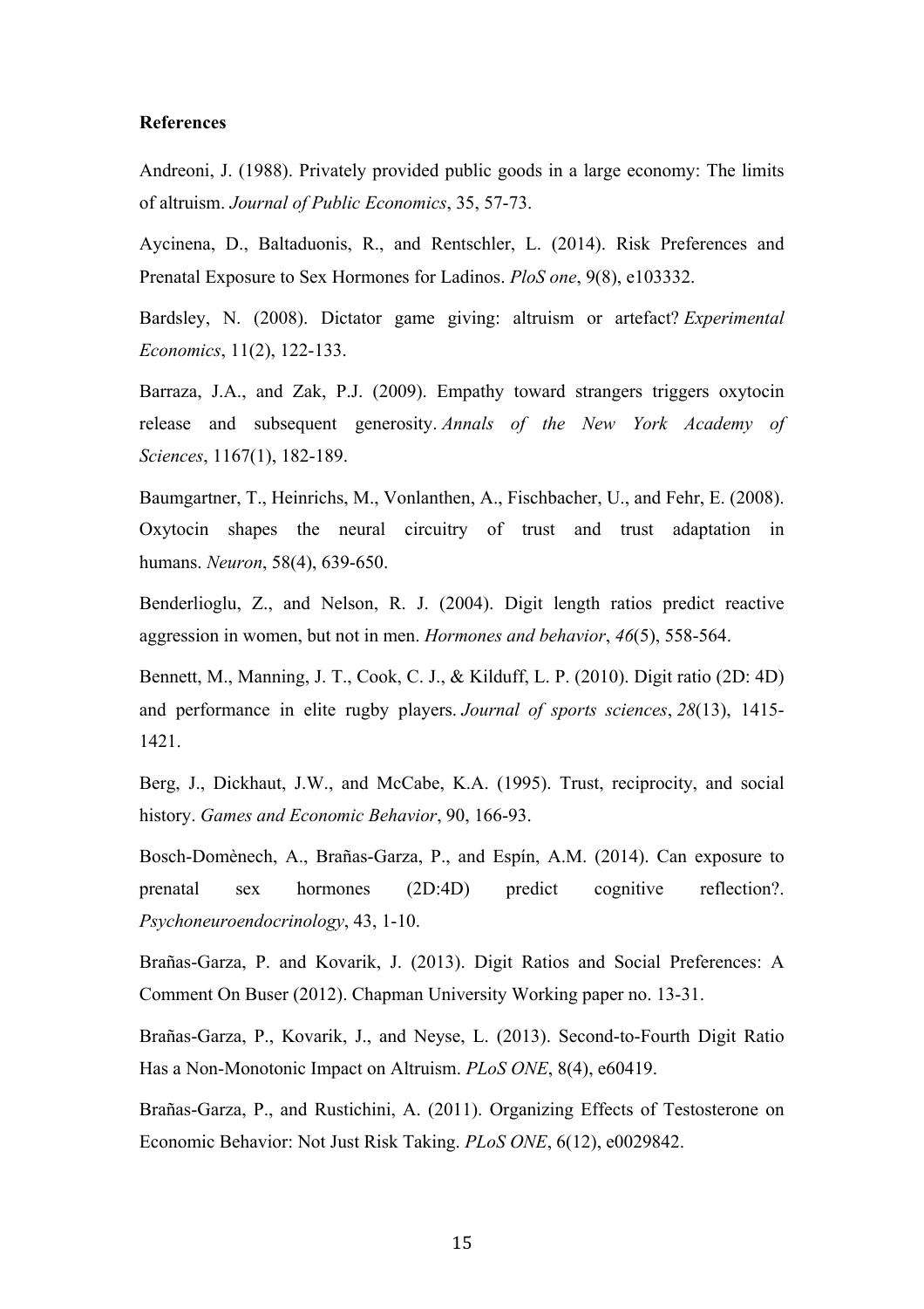**References**

Andreoni, J. (1988). Privately provided public goods in a large economy: The limits of altruism. *Journal of Public Economics*, 35, 57-73.

Aycinena, D., Baltaduonis, R., and Rentschler, L. (2014). Risk Preferences and Prenatal Exposure to Sex Hormones for Ladinos. *PloS one*, 9(8), e103332.

Bardsley, N. (2008). Dictator game giving: altruism or artefact? *Experimental Economics*, 11(2), 122-133.

Barraza, J.A., and Zak, P.J. (2009). Empathy toward strangers triggers oxytocin release and subsequent generosity. *Annals of the New York Academy of Sciences*, 1167(1), 182-189.

Baumgartner, T., Heinrichs, M., Vonlanthen, A., Fischbacher, U., and Fehr, E. (2008). Oxytocin shapes the neural circuitry of trust and trust adaptation in humans. *Neuron*, 58(4), 639-650.

Benderlioglu, Z., and Nelson, R. J. (2004). Digit length ratios predict reactive aggression in women, but not in men. *Hormones and behavior*, *46*(5), 558-564.

Bennett, M., Manning, J. T., Cook, C. J., & Kilduff, L. P. (2010). Digit ratio (2D: 4D) and performance in elite rugby players. *Journal of sports sciences*, *28*(13), 1415-1421.

Berg, J., Dickhaut, J.W., and McCabe, K.A. (1995). Trust, reciprocity, and social history. *Games and Economic Behavior*, 90, 166-93.

Bosch-Domènech, A., Brañas-Garza, P., and Espín, A.M. (2014). Can exposure to prenatal sex hormones (2D:4D) predict cognitive reflection?. *Psychoneuroendocrinology*, 43, 1-10.

Brañas-Garza, P. and Kovarik, J. (2013). Digit Ratios and Social Preferences: A Comment On Buser (2012). Chapman University Working paper no. 13-31.

Brañas-Garza, P., Kovarik, J., and Neyse, L. (2013). Second-to-Fourth Digit Ratio Has a Non-Monotonic Impact on Altruism. *PLoS ONE*, 8(4), e60419.

Brañas-Garza, P., and Rustichini, A. (2011). Organizing Effects of Testosterone on Economic Behavior: Not Just Risk Taking. *PLoS ONE*, 6(12), e0029842.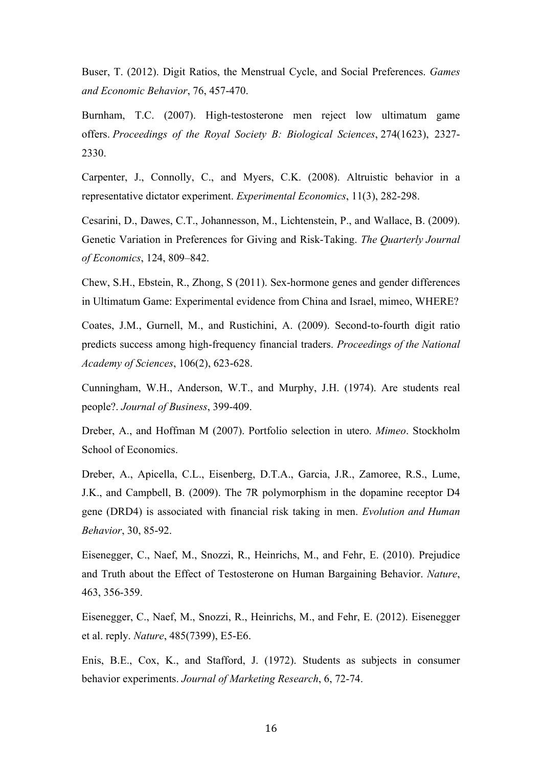Buser, T. (2012). Digit Ratios, the Menstrual Cycle, and Social Preferences. *Games and Economic Behavior*, 76, 457-470.

Burnham, T.C. (2007). High-testosterone men reject low ultimatum game offers. *Proceedings of the Royal Society B: Biological Sciences*, 274(1623), 2327-2330.

Carpenter, J., Connolly, C., and Myers, C.K. (2008). Altruistic behavior in a representative dictator experiment. *Experimental Economics*, 11(3), 282-298.

Cesarini, D., Dawes, C.T., Johannesson, M., Lichtenstein, P., and Wallace, B. (2009). Genetic Variation in Preferences for Giving and Risk-Taking. *The Quarterly Journal of Economics*, 124, 809–842.

Chew, S.H., Ebstein, R., Zhong, S (2011). Sex-hormone genes and gender differences in Ultimatum Game: Experimental evidence from China and Israel, mimeo, WHERE?

Coates, J.M., Gurnell, M., and Rustichini, A. (2009). Second-to-fourth digit ratio predicts success among high-frequency financial traders. *Proceedings of the National Academy of Sciences*, 106(2), 623-628.

Cunningham, W.H., Anderson, W.T., and Murphy, J.H. (1974). Are students real people?. *Journal of Business*, 399-409.

Dreber, A., and Hoffman M (2007). Portfolio selection in utero. *Mimeo*. Stockholm School of Economics.

Dreber, A., Apicella, C.L., Eisenberg, D.T.A., Garcia, J.R., Zamoree, R.S., Lume, J.K., and Campbell, B. (2009). The 7R polymorphism in the dopamine receptor D4 gene (DRD4) is associated with financial risk taking in men. *Evolution and Human Behavior*, 30, 85-92.

Eisenegger, C., Naef, M., Snozzi, R., Heinrichs, M., and Fehr, E. (2010). Prejudice and Truth about the Effect of Testosterone on Human Bargaining Behavior. *Nature*, 463, 356-359.

Eisenegger, C., Naef, M., Snozzi, R., Heinrichs, M., and Fehr, E. (2012). Eisenegger et al. reply. *Nature*, 485(7399), E5-E6.

Enis, B.E., Cox, K., and Stafford, J. (1972). Students as subjects in consumer behavior experiments. *Journal of Marketing Research*, 6, 72-74.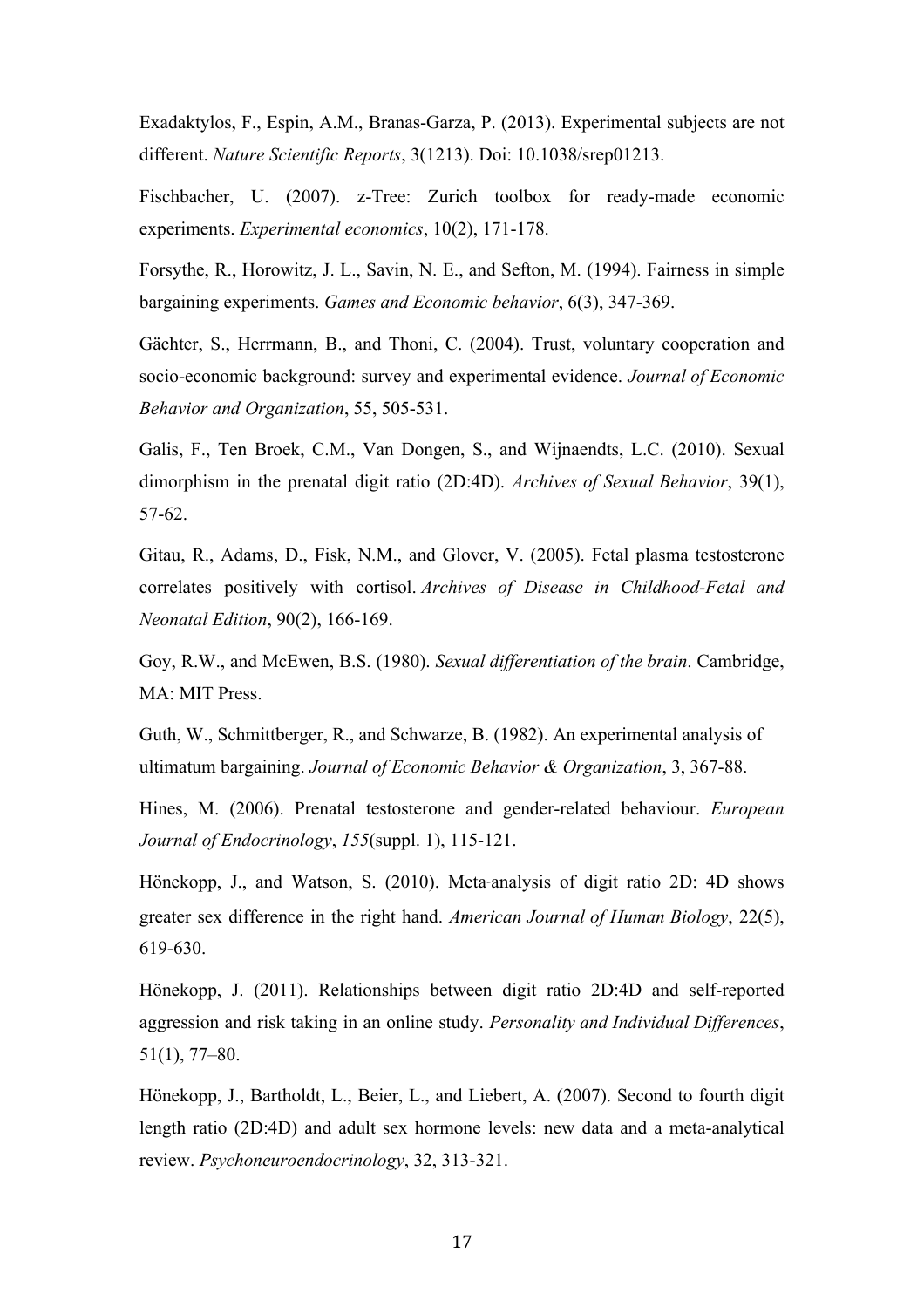Exadaktylos, F., Espin, A.M., Branas-Garza, P. (2013). Experimental subjects are not different. *Nature Scientific Reports*, 3(1213). Doi: 10.1038/srep01213.

Fischbacher, U. (2007). z-Tree: Zurich toolbox for ready-made economic experiments. *Experimental economics*, 10(2), 171-178.

Forsythe, R., Horowitz, J. L., Savin, N. E., and Sefton, M. (1994). Fairness in simple bargaining experiments. *Games and Economic behavior*, 6(3), 347-369.

Gächter, S., Herrmann, B., and Thoni, C. (2004). Trust, voluntary cooperation and socio-economic background: survey and experimental evidence. *Journal of Economic Behavior and Organization*, 55, 505-531.

Galis, F., Ten Broek, C.M., Van Dongen, S., and Wijnaendts, L.C. (2010). Sexual dimorphism in the prenatal digit ratio (2D:4D). *Archives of Sexual Behavior*, 39(1), 57-62.

Gitau, R., Adams, D., Fisk, N.M., and Glover, V. (2005). Fetal plasma testosterone correlates positively with cortisol. *Archives of Disease in Childhood-Fetal and Neonatal Edition*, 90(2), 166-169.

Goy, R.W., and McEwen, B.S. (1980). *Sexual differentiation of the brain*. Cambridge, MA: MIT Press.

Guth, W., Schmittberger, R., and Schwarze, B. (1982). An experimental analysis of ultimatum bargaining. *Journal of Economic Behavior & Organization*, 3, 367-88.

Hines, M. (2006). Prenatal testosterone and gender-related behaviour. *European Journal of Endocrinology*, *155*(suppl. 1), 115-121.

Hönekopp, J., and Watson, S. (2010). Meta-analysis of digit ratio 2D: 4D shows greater sex difference in the right hand. *American Journal of Human Biology*, 22(5), 619-630.

Hönekopp, J. (2011). Relationships between digit ratio 2D:4D and self-reported aggression and risk taking in an online study. *Personality and Individual Differences*, 51(1), 77–80.

Hönekopp, J., Bartholdt, L., Beier, L., and Liebert, A. (2007). Second to fourth digit length ratio (2D:4D) and adult sex hormone levels: new data and a meta-analytical review. *Psychoneuroendocrinology*, 32, 313-321.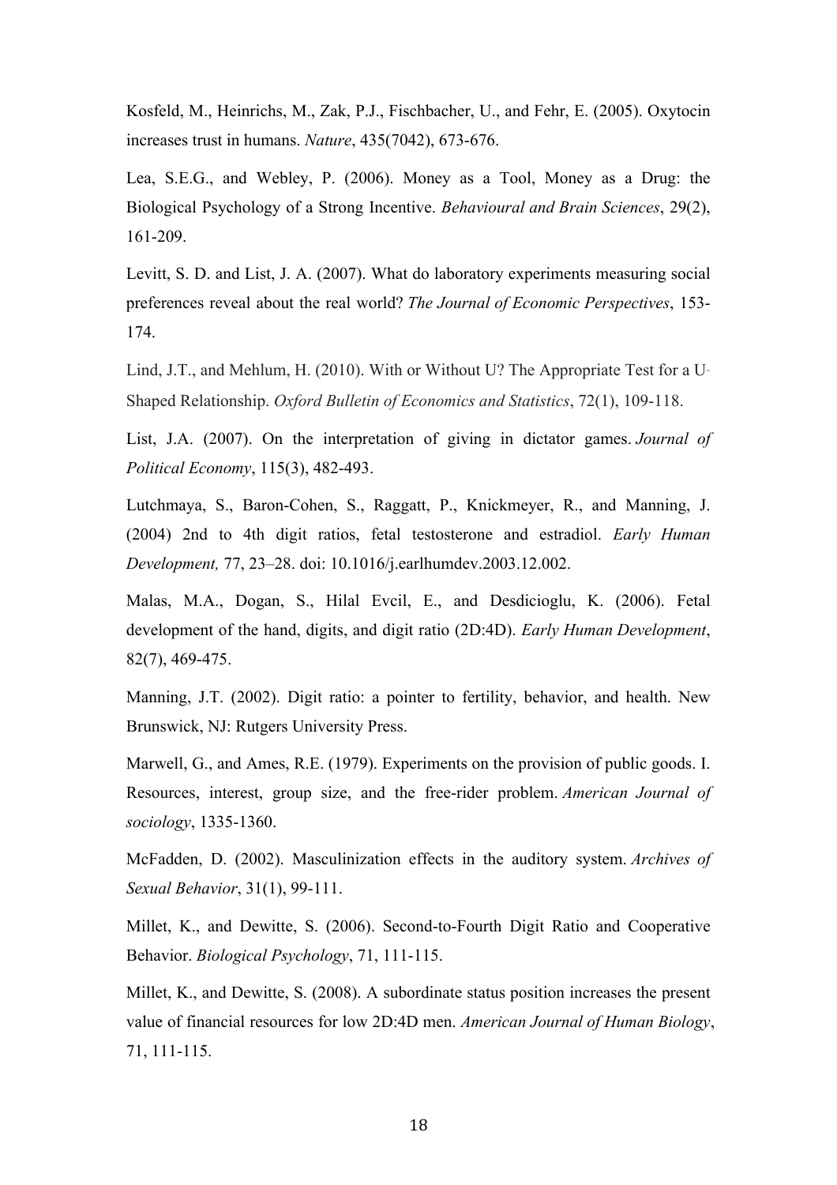Kosfeld, M., Heinrichs, M., Zak, P.J., Fischbacher, U., and Fehr, E. (2005). Oxytocin increases trust in humans. *Nature*, 435(7042), 673-676.

Lea, S.E.G., and Webley, P. (2006). Money as a Tool, Money as a Drug: the Biological Psychology of a Strong Incentive. *Behavioural and Brain Sciences*, 29(2), 161-209.

Levitt, S. D. and List, J. A. (2007). What do laboratory experiments measuring social preferences reveal about the real world? *The Journal of Economic Perspectives*, 153-174.

Lind, J.T., and Mehlum, H. (2010). With or Without U? The Appropriate Test for a U-Shaped Relationship. *Oxford Bulletin of Economics and Statistics*, 72(1), 109-118.

List, J.A. (2007). On the interpretation of giving in dictator games. *Journal of Political Economy*, 115(3), 482-493.

Lutchmaya, S., Baron-Cohen, S., Raggatt, P., Knickmeyer, R., and Manning, J. (2004) 2nd to 4th digit ratios, fetal testosterone and estradiol. *Early Human Development,* 77, 23–28. doi: 10.1016/j.earlhumdev.2003.12.002.

Malas, M.A., Dogan, S., Hilal Evcil, E., and Desdicioglu, K. (2006). Fetal development of the hand, digits, and digit ratio (2D:4D). *Early Human Development*, 82(7), 469-475.

Manning, J.T. (2002). Digit ratio: a pointer to fertility, behavior, and health. New Brunswick, NJ: Rutgers University Press.

Marwell, G., and Ames, R.E. (1979). Experiments on the provision of public goods. I. Resources, interest, group size, and the free-rider problem. *American Journal of sociology*, 1335-1360.

McFadden, D. (2002). Masculinization effects in the auditory system. *Archives of Sexual Behavior*, 31(1), 99-111.

Millet, K., and Dewitte, S. (2006). Second-to-Fourth Digit Ratio and Cooperative Behavior. *Biological Psychology*, 71, 111-115.

Millet, K., and Dewitte, S. (2008). A subordinate status position increases the present value of financial resources for low 2D:4D men. *American Journal of Human Biology*, 71, 111-115.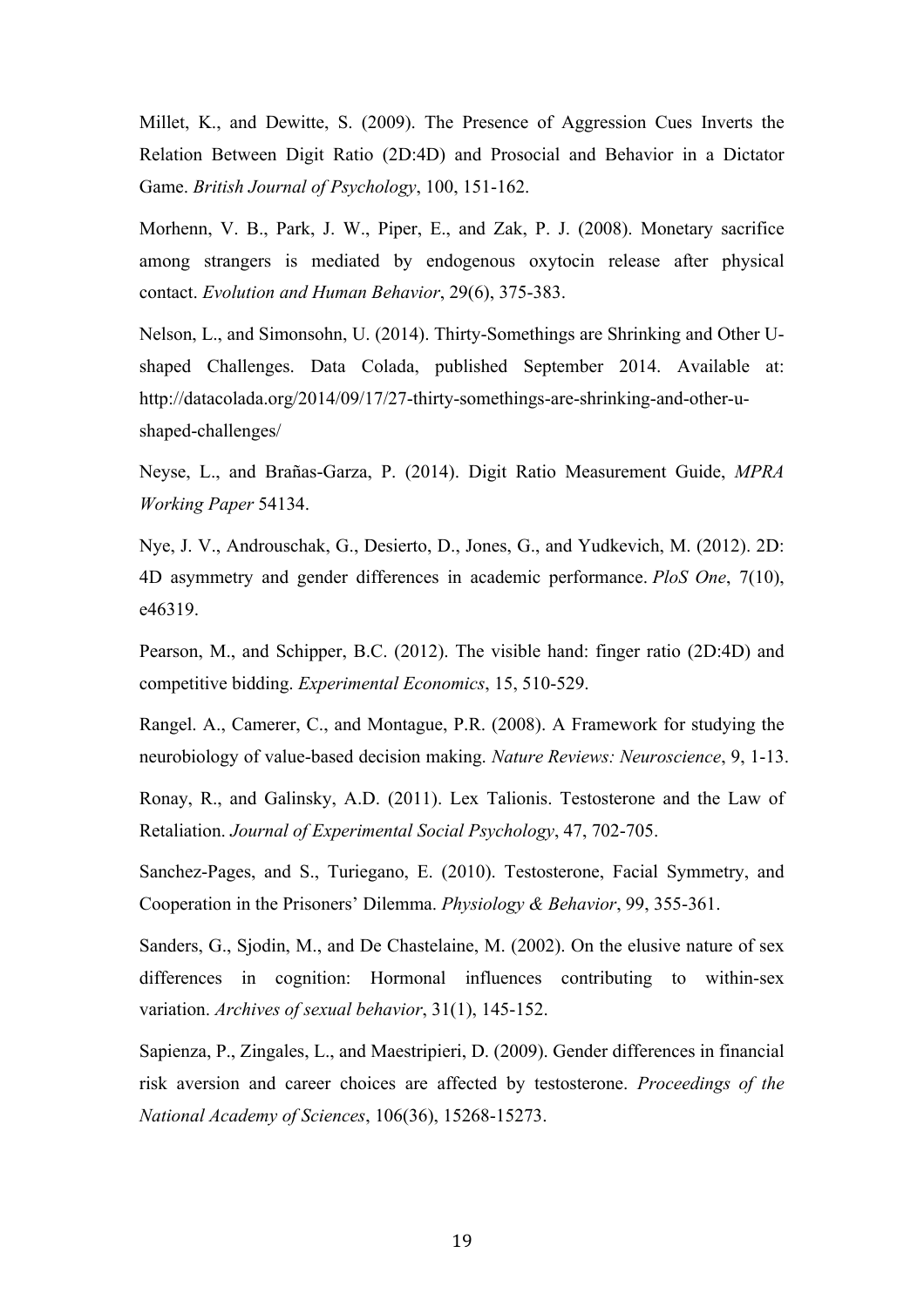Millet, K., and Dewitte, S. (2009). The Presence of Aggression Cues Inverts the Relation Between Digit Ratio (2D:4D) and Prosocial and Behavior in a Dictator Game. *British Journal of Psychology*, 100, 151-162.

Morhenn, V. B., Park, J. W., Piper, E., and Zak, P. J. (2008). Monetary sacrifice among strangers is mediated by endogenous oxytocin release after physical contact. *Evolution and Human Behavior*, 29(6), 375-383.

Nelson, L., and Simonsohn, U. (2014). Thirty-Somethings are Shrinking and Other U-shaped Challenges. Data Colada, published September 2014. Available at: http://datacolada.org/2014/09/17/27-thirty-somethings-are-shrinking-and-other-u-shaped-challenges/

Neyse, L., and Brañas-Garza, P. (2014). Digit Ratio Measurement Guide, *MPRA Working Paper* 54134.

Nye, J. V., Androuschak, G., Desierto, D., Jones, G., and Yudkevich, M. (2012). 2D: 4D asymmetry and gender differences in academic performance. *PloS One*, 7(10), e46319.

Pearson, M., and Schipper, B.C. (2012). The visible hand: finger ratio (2D:4D) and competitive bidding. *Experimental Economics*, 15, 510-529.

Rangel. A., Camerer, C., and Montague, P.R. (2008). A Framework for studying the neurobiology of value-based decision making. *Nature Reviews: Neuroscience*, 9, 1-13.

Ronay, R., and Galinsky, A.D. (2011). Lex Talionis. Testosterone and the Law of Retaliation. *Journal of Experimental Social Psychology*, 47, 702-705.

Sanchez-Pages, and S., Turiegano, E. (2010). Testosterone, Facial Symmetry, and Cooperation in the Prisoners' Dilemma. *Physiology & Behavior*, 99, 355-361.

Sanders, G., Sjodin, M., and De Chastelaine, M. (2002). On the elusive nature of sex differences in cognition: Hormonal influences contributing to within-sex variation. *Archives of sexual behavior*, 31(1), 145-152.

Sapienza, P., Zingales, L., and Maestripieri, D. (2009). Gender differences in financial risk aversion and career choices are affected by testosterone. *Proceedings of the National Academy of Sciences*, 106(36), 15268-15273.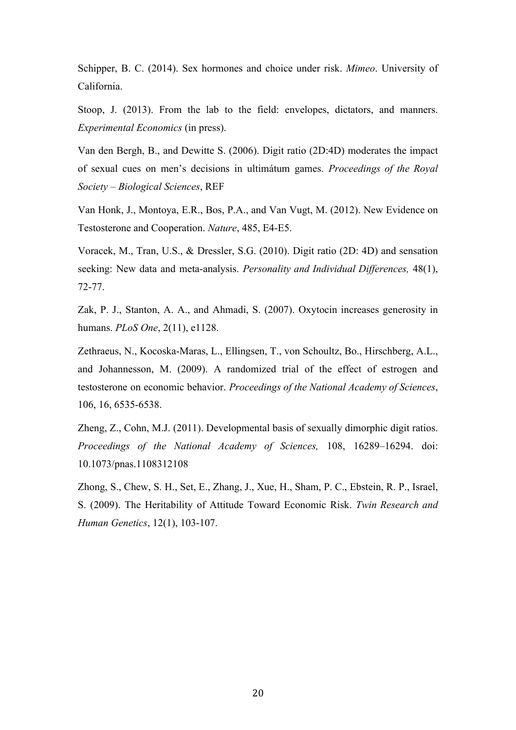Schipper, B. C. (2014). Sex hormones and choice under risk. *Mimeo*. University of California.

Stoop, J. (2013). From the lab to the field: envelopes, dictators, and manners. *Experimental Economics* (in press).

Van den Bergh, B., and Dewitte S. (2006). Digit ratio (2D:4D) moderates the impact of sexual cues on men's decisions in ultimátum games. *Proceedings of the Royal Society – Biological Sciences*, REF

Van Honk, J., Montoya, E.R., Bos, P.A., and Van Vugt, M. (2012). New Evidence on Testosterone and Cooperation. *Nature*, 485, E4-E5.

Voracek, M., Tran, U.S., & Dressler, S.G. (2010). Digit ratio (2D: 4D) and sensation seeking: New data and meta-analysis. *Personality and Individual Differences,* 48(1), 72-77.

Zak, P. J., Stanton, A. A., and Ahmadi, S. (2007). Oxytocin increases generosity in humans. *PLoS One*, 2(11), e1128.

Zethraeus, N., Kocoska-Maras, L., Ellingsen, T., von Schoultz, Bo., Hirschberg, A.L., and Johannesson, M. (2009). A randomized trial of the effect of estrogen and testosterone on economic behavior. *Proceedings of the National Academy of Sciences*, 106, 16, 6535-6538.

Zheng, Z., Cohn, M.J. (2011). Developmental basis of sexually dimorphic digit ratios. *Proceedings of the National Academy of Sciences,* 108, 16289–16294. doi: 10.1073/pnas.1108312108

Zhong, S., Chew, S. H., Set, E., Zhang, J., Xue, H., Sham, P. C., Ebstein, R. P., Israel, S. (2009). The Heritability of Attitude Toward Economic Risk. *Twin Research and Human Genetics*, 12(1), 103-107.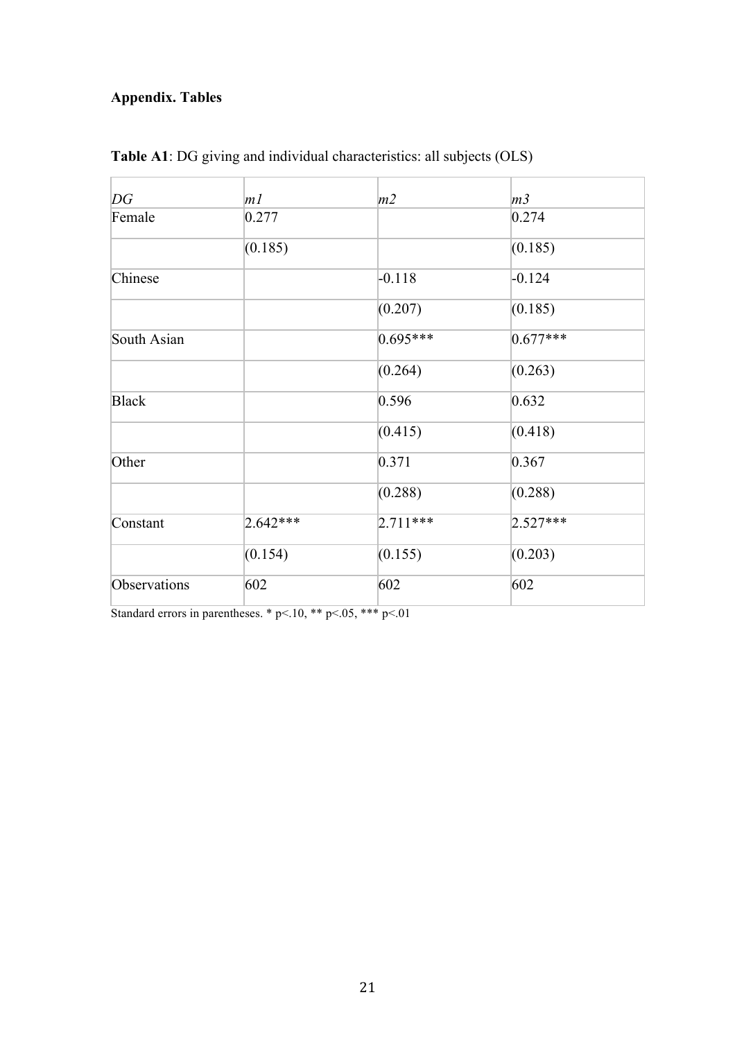**Appendix. Tables**

**Table A1**: DG giving and individual characteristics: all subjects (OLS)

| *DG* | *m1* | *m2* | *m3* |
|---|---|---|---|
| Female | 0.277 | | 0.274 |
| | (0.185) | | (0.185) |
| Chinese | | -0.118 | -0.124 |
| | | (0.207) | (0.185) |
| South Asian | | 0.695*** | 0.677*** |
| | | (0.264) | (0.263) |
| Black | | 0.596 | 0.632 |
| | | (0.415) | (0.418) |
| Other | | 0.371 | 0.367 |
| | | (0.288) | (0.288) |
| Constant | 2.642*** | 2.711*** | 2.527*** |
| | (0.154) | (0.155) | (0.203) |
| Observations | 602 | 602 | 602 |

Standard errors in parentheses. * p<.10, ** p<.05, *** p<.01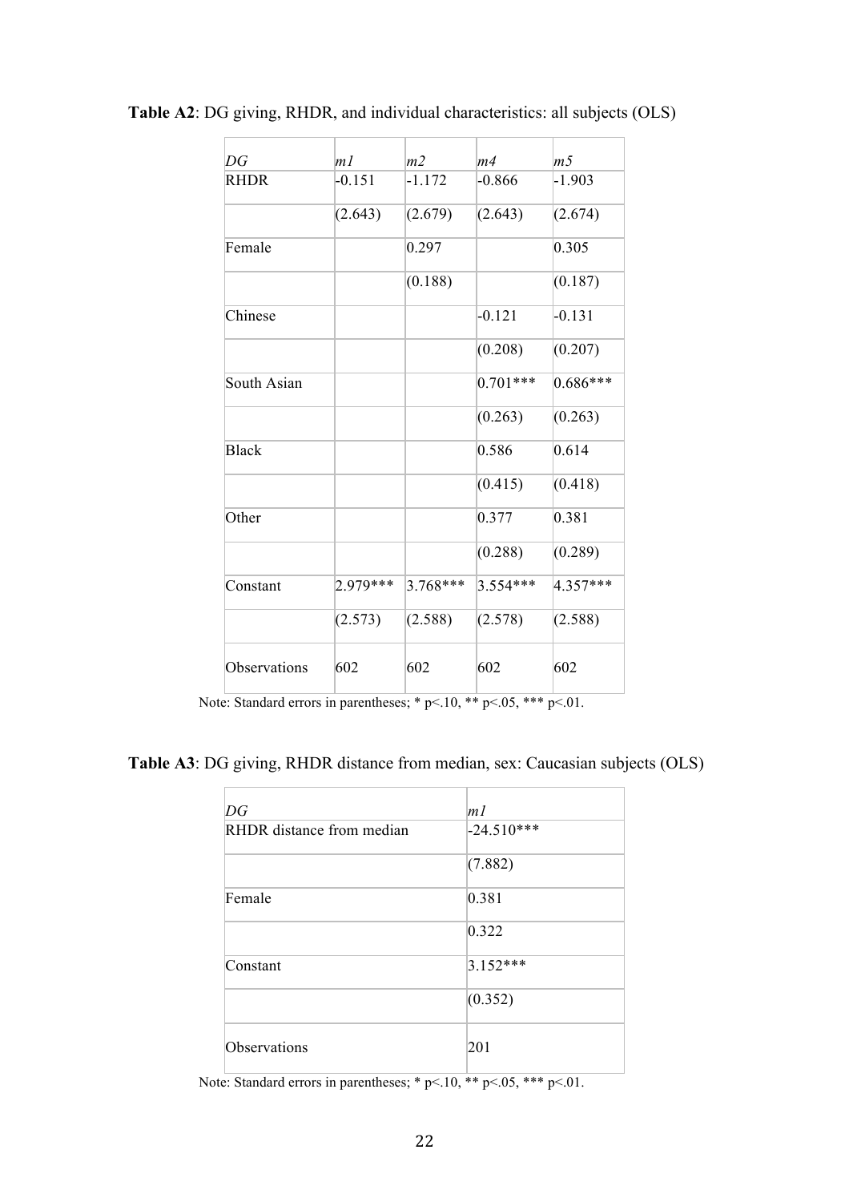**Table A2**: DG giving, RHDR, and individual characteristics: all subjects (OLS)

| *DG* | *m1* | *m2* | *m4* | *m5* |
|---|---|---|---|---|
| RHDR | -0.151 | -1.172 | -0.866 | -1.903 |
| | (2.643) | (2.679) | (2.643) | (2.674) |
| Female | | 0.297 | | 0.305 |
| | | (0.188) | | (0.187) |
| Chinese | | | -0.121 | -0.131 |
| | | | (0.208) | (0.207) |
| South Asian | | | 0.701*** | 0.686*** |
| | | | (0.263) | (0.263) |
| Black | | | 0.586 | 0.614 |
| | | | (0.415) | (0.418) |
| Other | | | 0.377 | 0.381 |
| | | | (0.288) | (0.289) |
| Constant | 2.979*** | 3.768*** | 3.554*** | 4.357*** |
| | (2.573) | (2.588) | (2.578) | (2.588) |
| Observations | 602 | 602 | 602 | 602 |

Note: Standard errors in parentheses; * p<.10, ** p<.05, *** p<.01.

**Table A3**: DG giving, RHDR distance from median, sex: Caucasian subjects (OLS)

| *DG* | *m1* |
|---|---|
| RHDR distance from median | -24.510*** |
| | (7.882) |
| Female | 0.381 |
| | 0.322 |
| Constant | 3.152*** |
| | (0.352) |
| Observations | 201 |

Note: Standard errors in parentheses; * p<.10, ** p<.05, *** p<.01.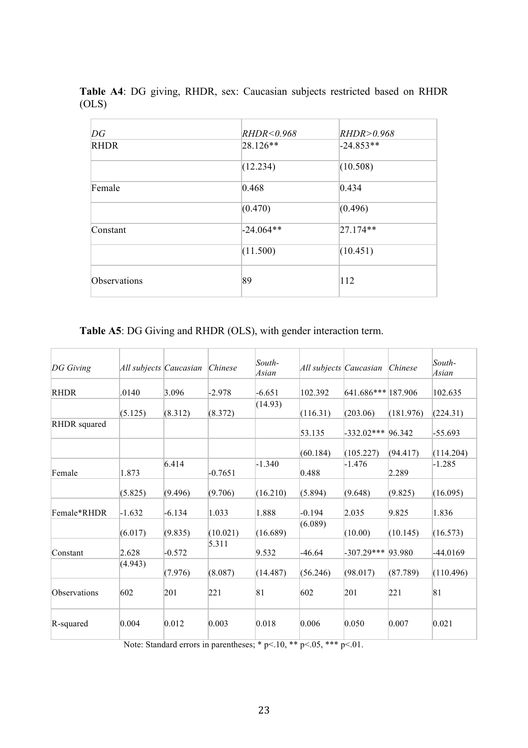**Table A4**: DG giving, RHDR, sex: Caucasian subjects restricted based on RHDR (OLS)

| *DG* | *RHDR<0.968* | *RHDR>0.968* |
|---|---|---|
| RHDR | 28.126** | -24.853** |
| | (12.234) | (10.508) |
| Female | 0.468 | 0.434 |
| | (0.470) | (0.496) |
| Constant | -24.064** | 27.174** |
| | (11.500) | (10.451) |
| Observations | 89 | 112 |

**Table A5**: DG Giving and RHDR (OLS), with gender interaction term.

| *DG Giving* | *All subjects* | *Caucasian* | *Chinese* | *South-Asian* | *All subjects* | *Caucasian* | *Chinese* | *South-Asian* |
|---|---|---|---|---|---|---|---|---|
| RHDR | .0140 | 3.096 | -2.978 | -6.651 | 102.392 | 641.686*** | 187.906 | 102.635 |
| | (5.125) | (8.312) | (8.372) | (14.93) | (116.31) | (203.06) | (181.976) | (224.31) |
| RHDR squared | | | | | 53.135 | -332.02*** | 96.342 | -55.693 |
| | | | | | (60.184) | (105.227) | (94.417) | (114.204) |
| Female | 1.873 | 6.414 | -0.7651 | -1.340 | 0.488 | -1.476 | 2.289 | -1.285 |
| | (5.825) | (9.496) | (9.706) | (16.210) | (5.894) | (9.648) | (9.825) | (16.095) |
| Female*RHDR | -1.632 | -6.134 | 1.033 | 1.888 | -0.194 | 2.035 | 9.825 | 1.836 |
| | (6.017) | (9.835) | (10.021) | (16.689) | (6.089) | (10.00) | (10.145) | (16.573) |
| Constant | 2.628 | -0.572 | 5.311 | 9.532 | -46.64 | -307.29*** | 93.980 | -44.0169 |
| | (4.943) | (7.976) | (8.087) | (14.487) | (56.246) | (98.017) | (87.789) | (110.496) |
| Observations | 602 | 201 | 221 | 81 | 602 | 201 | 221 | 81 |
| R-squared | 0.004 | 0.012 | 0.003 | 0.018 | 0.006 | 0.050 | 0.007 | 0.021 |

Note: Standard errors in parentheses; * $p<.10$, ** $p<.05$, *** $p<.01$.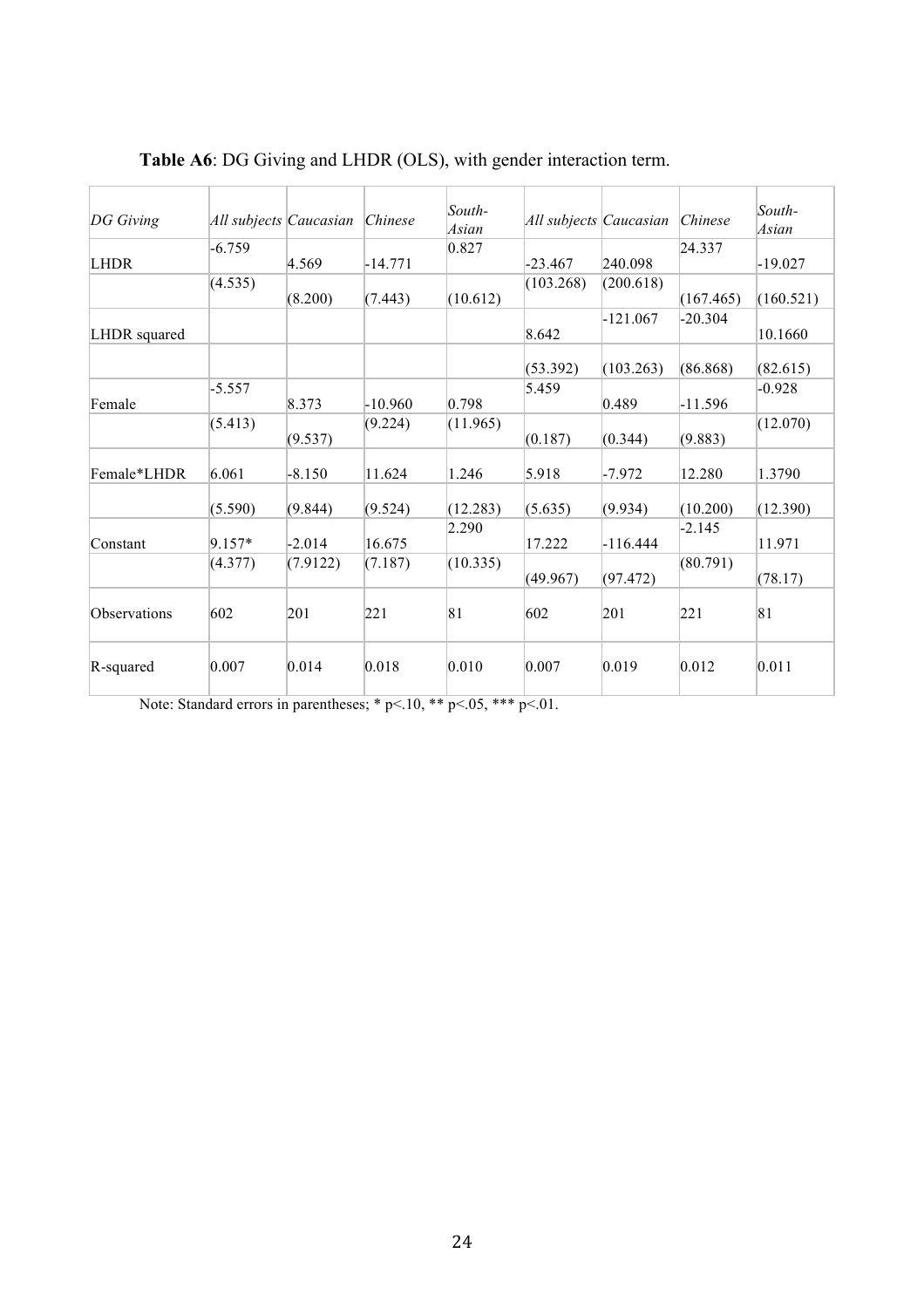**Table A6**: DG Giving and LHDR (OLS), with gender interaction term.

| *DG Giving* | *All subjects* | *Caucasian* | *Chinese* | *South-Asian* | *All subjects* | *Caucasian* | *Chinese* | *South-Asian* |
|---|---|---|---|---|---|---|---|---|
| LHDR | -6.759 | 4.569 | -14.771 | 0.827 | -23.467 | 240.098 | 24.337 | -19.027 |
| | (4.535) | (8.200) | (7.443) | (10.612) | (103.268) | (200.618) | (167.465) | (160.521) |
| LHDR squared | | | | | 8.642 | -121.067 | -20.304 | 10.1660 |
| | | | | | (53.392) | (103.263) | (86.868) | (82.615) |
| Female | -5.557 | 8.373 | -10.960 | 0.798 | 5.459 | 0.489 | -11.596 | -0.928 |
| | (5.413) | (9.537) | (9.224) | (11.965) | (0.187) | (0.344) | (9.883) | (12.070) |
| Female*LHDR | 6.061 | -8.150 | 11.624 | 1.246 | 5.918 | -7.972 | 12.280 | 1.3790 |
| | (5.590) | (9.844) | (9.524) | (12.283) | (5.635) | (9.934) | (10.200) | (12.390) |
| Constant | 9.157* | -2.014 | 16.675 | 2.290 | 17.222 | -116.444 | -2.145 | 11.971 |
| | (4.377) | (7.9122) | (7.187) | (10.335) | (49.967) | (97.472) | (80.791) | (78.17) |
| Observations | 602 | 201 | 221 | 81 | 602 | 201 | 221 | 81 |
| R-squared | 0.007 | 0.014 | 0.018 | 0.010 | 0.007 | 0.019 | 0.012 | 0.011 |

Note: Standard errors in parentheses; * p<.10, ** p<.05, *** p<.01.